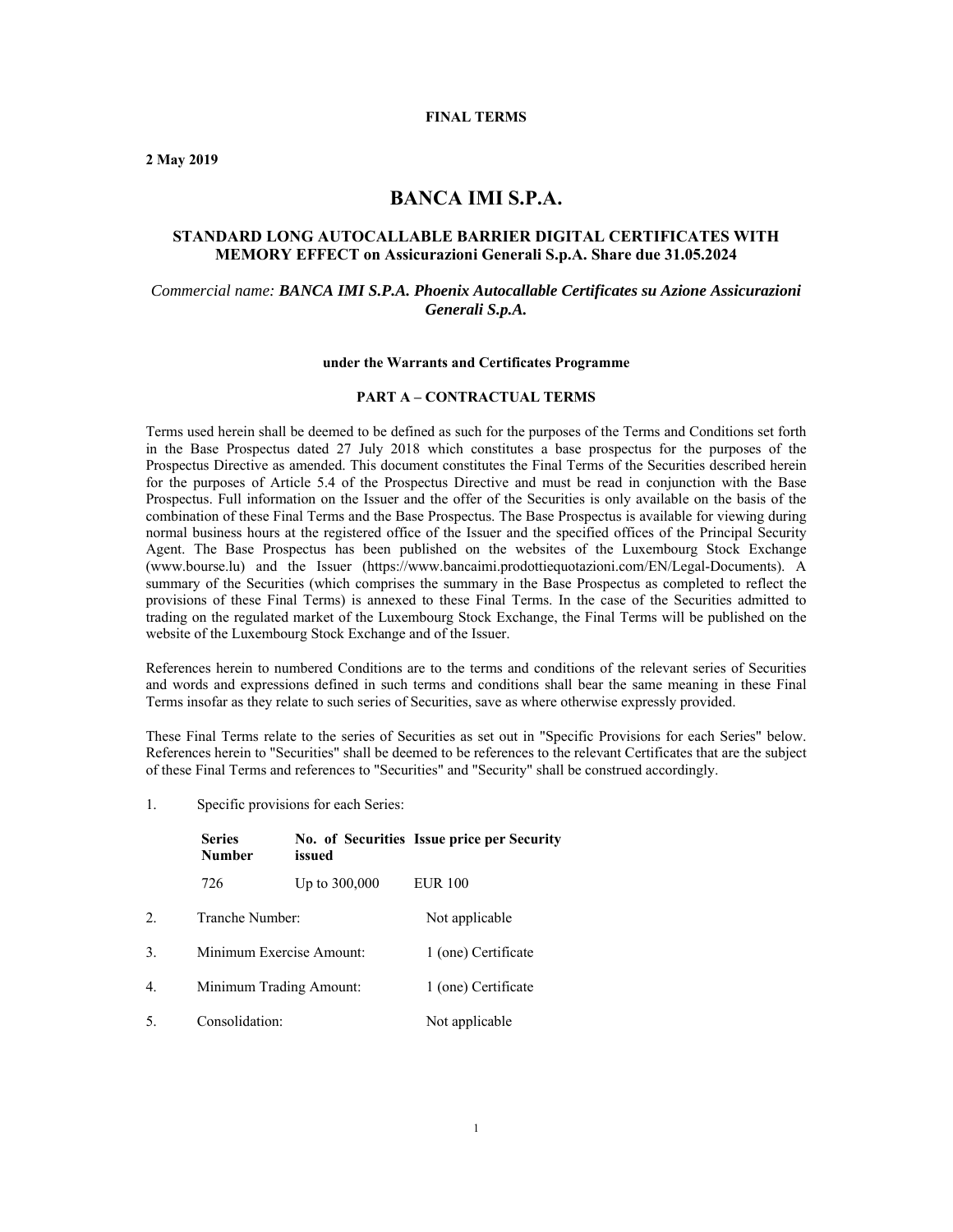**FINAL TERMS**

**2 May 2019**

# BANCA IMI S.P.A.

## STANDARD LONG AUTOCALLABLE BARRIER DIGITAL CERTIFICATES WITH MEMORY EFFECT on Assicurazioni Generali S.p.A. Share due 31.05.2024

*Commercial name: **BANCA IMI S.P.A. Phoenix Autocallable Certificates su Azione Assicurazioni Generali S.p.A.***

**under the Warrants and Certificates Programme**

**PART A – CONTRACTUAL TERMS**

Terms used herein shall be deemed to be defined as such for the purposes of the Terms and Conditions set forth in the Base Prospectus dated 27 July 2018 which constitutes a base prospectus for the purposes of the Prospectus Directive as amended. This document constitutes the Final Terms of the Securities described herein for the purposes of Article 5.4 of the Prospectus Directive and must be read in conjunction with the Base Prospectus. Full information on the Issuer and the offer of the Securities is only available on the basis of the combination of these Final Terms and the Base Prospectus. The Base Prospectus is available for viewing during normal business hours at the registered office of the Issuer and the specified offices of the Principal Security Agent. The Base Prospectus has been published on the websites of the Luxembourg Stock Exchange (www.bourse.lu) and the Issuer (https://www.bancaimi.prodottiequotazioni.com/EN/Legal-Documents). A summary of the Securities (which comprises the summary in the Base Prospectus as completed to reflect the provisions of these Final Terms) is annexed to these Final Terms. In the case of the Securities admitted to trading on the regulated market of the Luxembourg Stock Exchange, the Final Terms will be published on the website of the Luxembourg Stock Exchange and of the Issuer.

References herein to numbered Conditions are to the terms and conditions of the relevant series of Securities and words and expressions defined in such terms and conditions shall bear the same meaning in these Final Terms insofar as they relate to such series of Securities, save as where otherwise expressly provided.

These Final Terms relate to the series of Securities as set out in "Specific Provisions for each Series" below. References herein to "Securities" shall be deemed to be references to the relevant Certificates that are the subject of these Final Terms and references to "Securities" and "Security" shall be construed accordingly.

1. Specific provisions for each Series:

| Series Number | No. of Securities issued | Issue price per Security |
|---|---|---|
| 726 | Up to 300,000 | EUR 100 |

2. Tranche Number: Not applicable

3. Minimum Exercise Amount: 1 (one) Certificate

4. Minimum Trading Amount: 1 (one) Certificate

5. Consolidation: Not applicable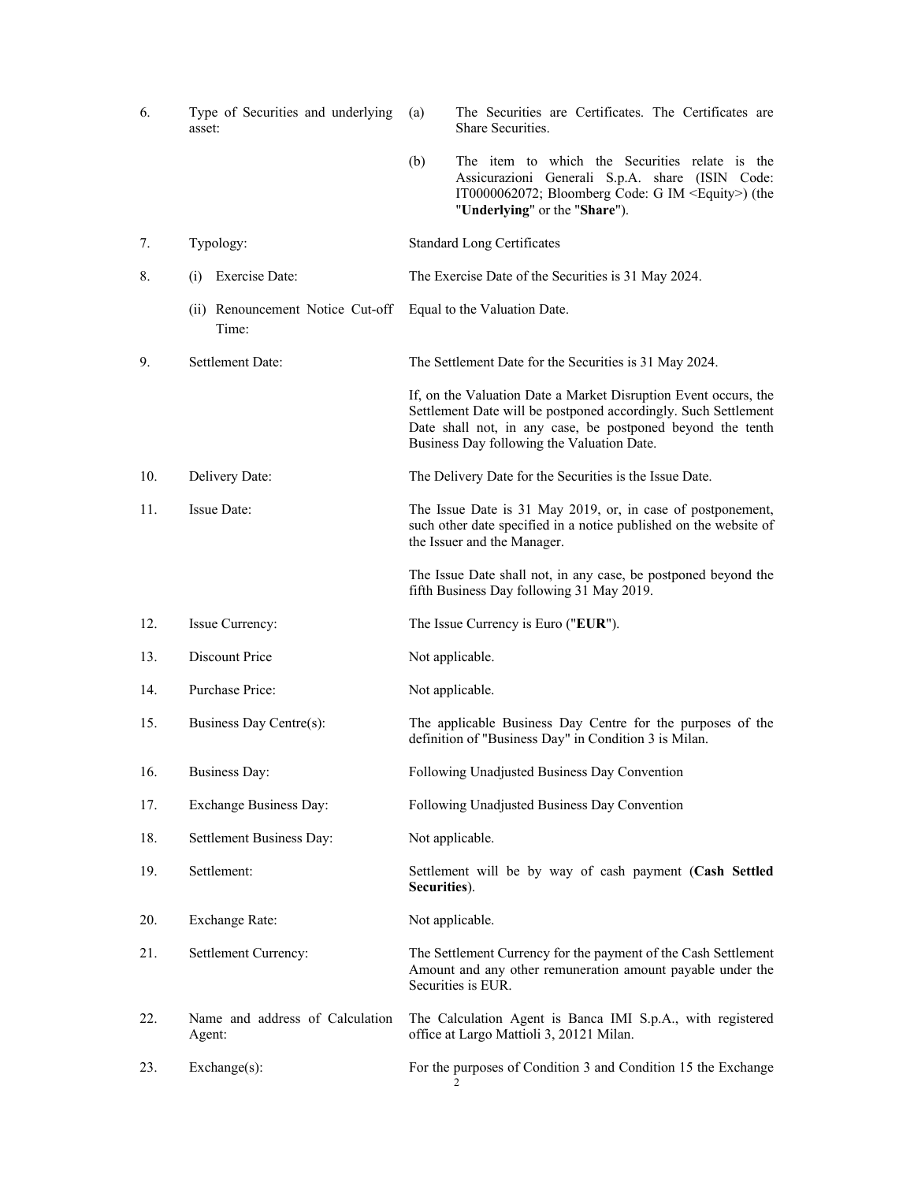| | | |
|---|---|---|
| 6. | Type of Securities and underlying asset: | (a) The Securities are Certificates. The Certificates are Share Securities.<br><br>(b) The item to which the Securities relate is the Assicurazioni Generali S.p.A. share (ISIN Code: IT0000062072; Bloomberg Code: G IM <Equity>) (the "**Underlying**" or the "**Share**"). |
| 7. | Typology: | Standard Long Certificates |
| 8. | (i) Exercise Date: | The Exercise Date of the Securities is 31 May 2024. |
| | (ii) Renouncement Notice Cut-off Time: | Equal to the Valuation Date. |
| 9. | Settlement Date: | The Settlement Date for the Securities is 31 May 2024.<br><br>If, on the Valuation Date a Market Disruption Event occurs, the Settlement Date will be postponed accordingly. Such Settlement Date shall not, in any case, be postponed beyond the tenth Business Day following the Valuation Date. |
| 10. | Delivery Date: | The Delivery Date for the Securities is the Issue Date. |
| 11. | Issue Date: | The Issue Date is 31 May 2019, or, in case of postponement, such other date specified in a notice published on the website of the Issuer and the Manager.<br><br>The Issue Date shall not, in any case, be postponed beyond the fifth Business Day following 31 May 2019. |
| 12. | Issue Currency: | The Issue Currency is Euro ("**EUR**"). |
| 13. | Discount Price | Not applicable. |
| 14. | Purchase Price: | Not applicable. |
| 15. | Business Day Centre(s): | The applicable Business Day Centre for the purposes of the definition of "Business Day" in Condition 3 is Milan. |
| 16. | Business Day: | Following Unadjusted Business Day Convention |
| 17. | Exchange Business Day: | Following Unadjusted Business Day Convention |
| 18. | Settlement Business Day: | Not applicable. |
| 19. | Settlement: | Settlement will be by way of cash payment (**Cash Settled Securities**). |
| 20. | Exchange Rate: | Not applicable. |
| 21. | Settlement Currency: | The Settlement Currency for the payment of the Cash Settlement Amount and any other remuneration amount payable under the Securities is EUR. |
| 22. | Name and address of Calculation Agent: | The Calculation Agent is Banca IMI S.p.A., with registered office at Largo Mattioli 3, 20121 Milan. |
| 23. | Exchange(s): | For the purposes of Condition 3 and Condition 15 the Exchange |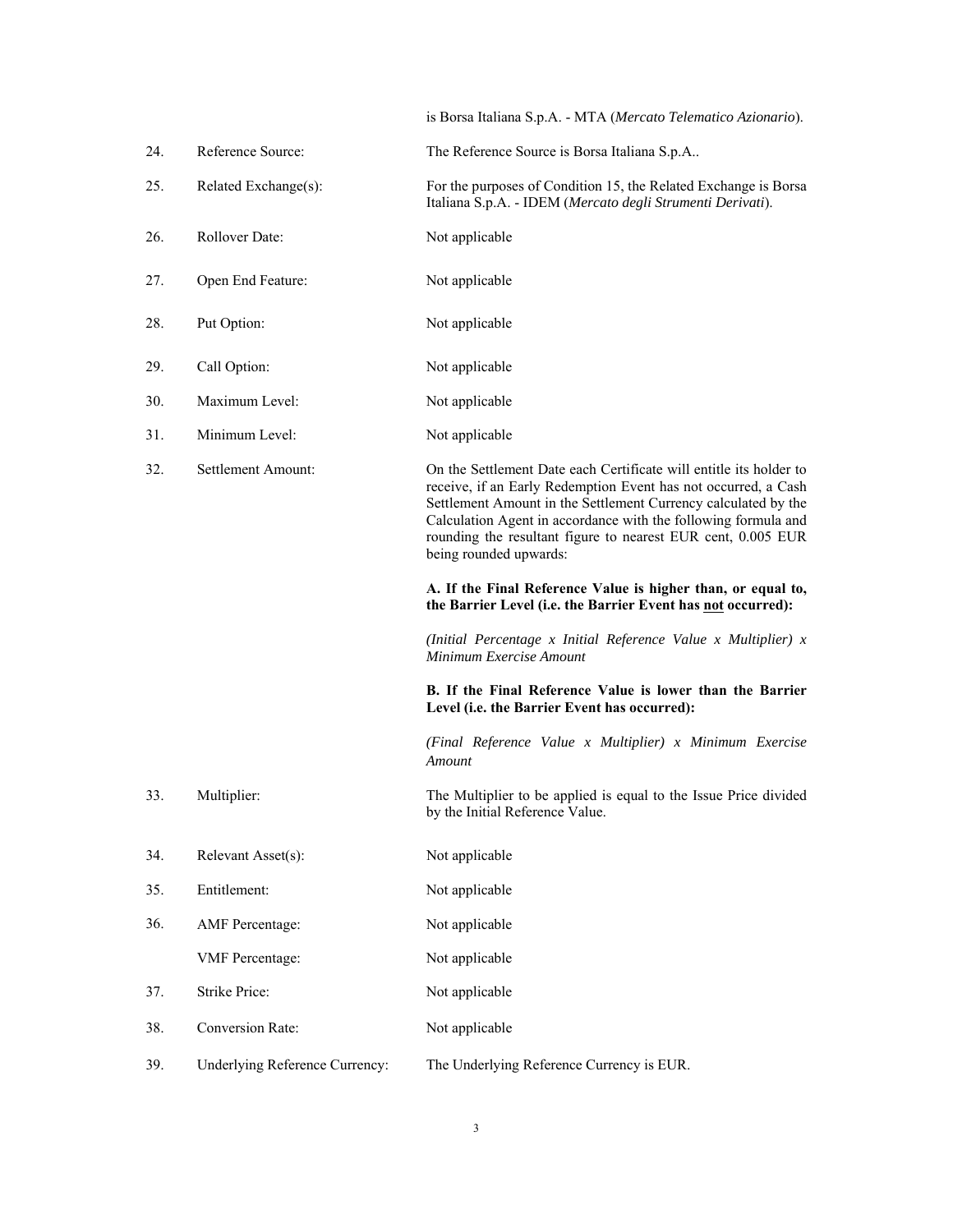| | | |
|---|---|---|
| | | is Borsa Italiana S.p.A. - MTA (*Mercato Telematico Azionario*). |
| 24. | Reference Source: | The Reference Source is Borsa Italiana S.p.A.. |
| 25. | Related Exchange(s): | For the purposes of Condition 15, the Related Exchange is Borsa Italiana S.p.A. - IDEM (*Mercato degli Strumenti Derivati*). |
| 26. | Rollover Date: | Not applicable |
| 27. | Open End Feature: | Not applicable |
| 28. | Put Option: | Not applicable |
| 29. | Call Option: | Not applicable |
| 30. | Maximum Level: | Not applicable |
| 31. | Minimum Level: | Not applicable |
| 32. | Settlement Amount: | On the Settlement Date each Certificate will entitle its holder to receive, if an Early Redemption Event has not occurred, a Cash Settlement Amount in the Settlement Currency calculated by the Calculation Agent in accordance with the following formula and rounding the resultant figure to nearest EUR cent, 0.005 EUR being rounded upwards:<br><br>**A. If the Final Reference Value is higher than, or equal to, the Barrier Level (i.e. the Barrier Event has <u>not</u> occurred):**<br><br>*(Initial Percentage x Initial Reference Value x Multiplier) x Minimum Exercise Amount*<br><br>**B. If the Final Reference Value is lower than the Barrier Level (i.e. the Barrier Event has occurred):**<br><br>*(Final Reference Value x Multiplier) x Minimum Exercise Amount* |
| 33. | Multiplier: | The Multiplier to be applied is equal to the Issue Price divided by the Initial Reference Value. |
| 34. | Relevant Asset(s): | Not applicable |
| 35. | Entitlement: | Not applicable |
| 36. | AMF Percentage: | Not applicable |
| | VMF Percentage: | Not applicable |
| 37. | Strike Price: | Not applicable |
| 38. | Conversion Rate: | Not applicable |
| 39. | Underlying Reference Currency: | The Underlying Reference Currency is EUR. |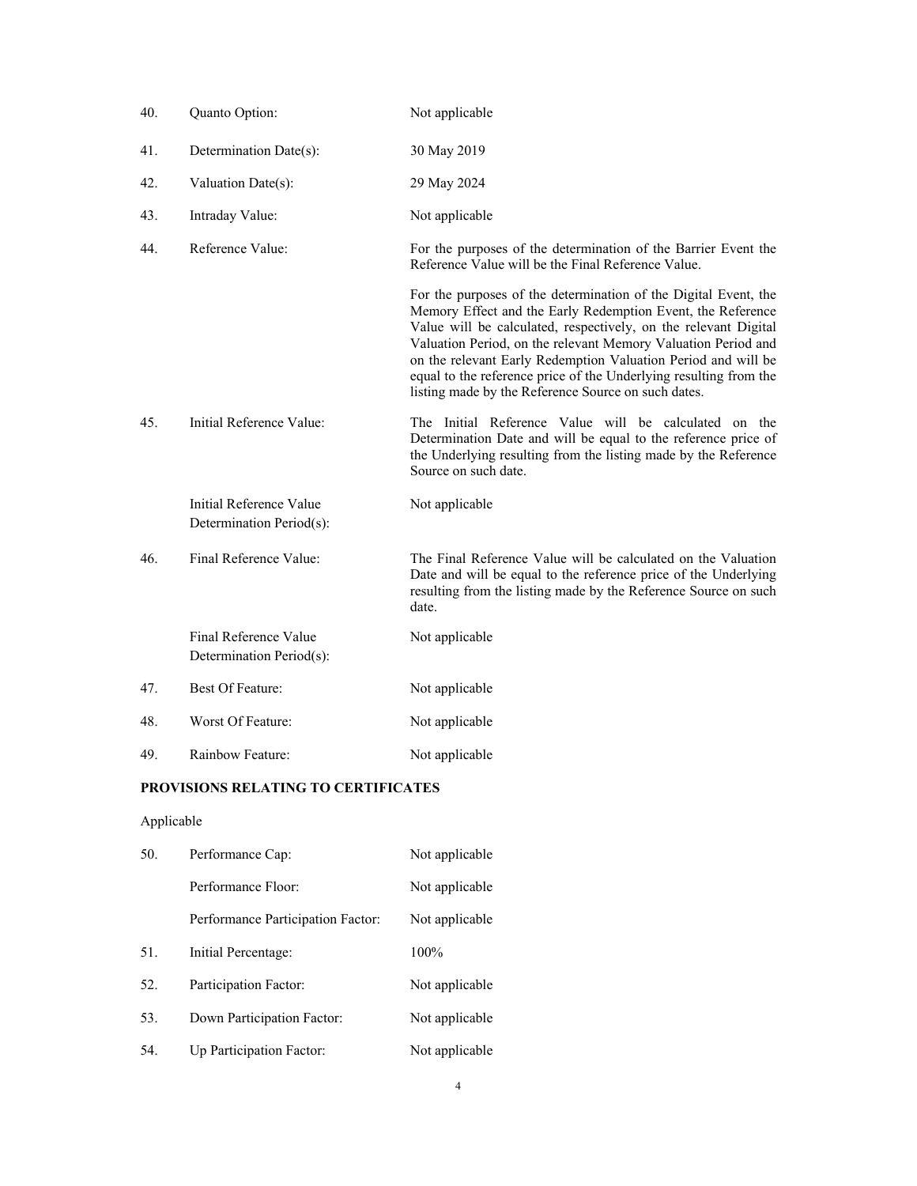| | | |
|---|---|---|
| 40. | Quanto Option: | Not applicable |
| 41. | Determination Date(s): | 30 May 2019 |
| 42. | Valuation Date(s): | 29 May 2024 |
| 43. | Intraday Value: | Not applicable |
| 44. | Reference Value: | For the purposes of the determination of the Barrier Event the Reference Value will be the Final Reference Value.<br><br>For the purposes of the determination of the Digital Event, the Memory Effect and the Early Redemption Event, the Reference Value will be calculated, respectively, on the relevant Digital Valuation Period, on the relevant Memory Valuation Period and on the relevant Early Redemption Valuation Period and will be equal to the reference price of the Underlying resulting from the listing made by the Reference Source on such dates. |
| 45. | Initial Reference Value: | The Initial Reference Value will be calculated on the Determination Date and will be equal to the reference price of the Underlying resulting from the listing made by the Reference Source on such date. |
| | Initial Reference Value Determination Period(s): | Not applicable |
| 46. | Final Reference Value: | The Final Reference Value will be calculated on the Valuation Date and will be equal to the reference price of the Underlying resulting from the listing made by the Reference Source on such date. |
| | Final Reference Value Determination Period(s): | Not applicable |
| 47. | Best Of Feature: | Not applicable |
| 48. | Worst Of Feature: | Not applicable |
| 49. | Rainbow Feature: | Not applicable |

**PROVISIONS RELATING TO CERTIFICATES**

Applicable

| | | |
|---|---|---|
| 50. | Performance Cap: | Not applicable |
| | Performance Floor: | Not applicable |
| | Performance Participation Factor: | Not applicable |
| 51. | Initial Percentage: | 100% |
| 52. | Participation Factor: | Not applicable |
| 53. | Down Participation Factor: | Not applicable |
| 54. | Up Participation Factor: | Not applicable |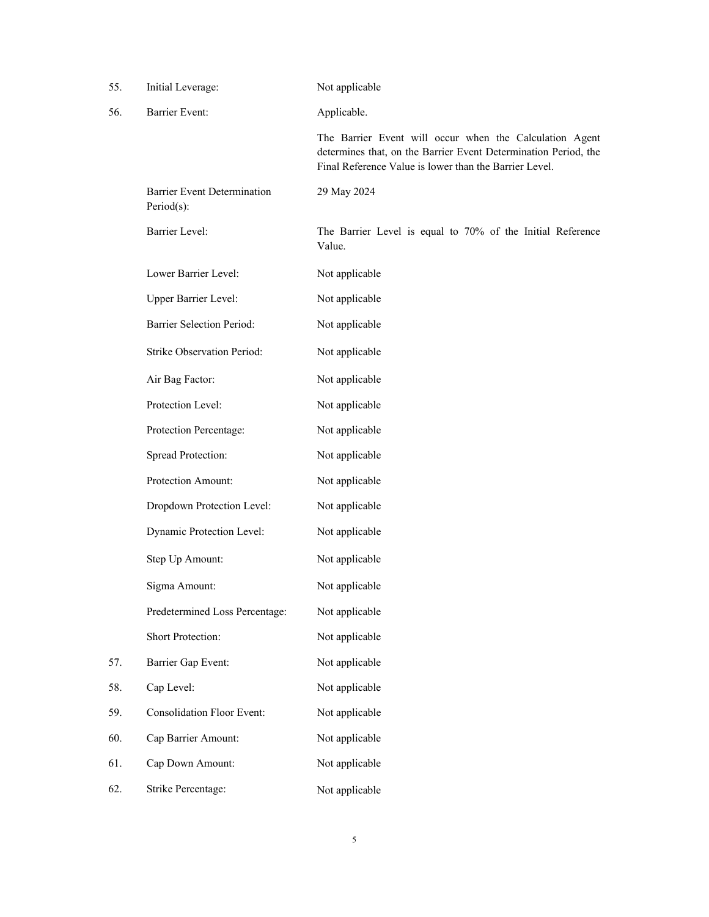| | | |
|---|---|---|
| 55. | Initial Leverage: | Not applicable |
| 56. | Barrier Event: | Applicable.<br><br>The Barrier Event will occur when the Calculation Agent determines that, on the Barrier Event Determination Period, the Final Reference Value is lower than the Barrier Level. |
| | Barrier Event Determination Period(s): | 29 May 2024 |
| | Barrier Level: | The Barrier Level is equal to 70% of the Initial Reference Value. |
| | Lower Barrier Level: | Not applicable |
| | Upper Barrier Level: | Not applicable |
| | Barrier Selection Period: | Not applicable |
| | Strike Observation Period: | Not applicable |
| | Air Bag Factor: | Not applicable |
| | Protection Level: | Not applicable |
| | Protection Percentage: | Not applicable |
| | Spread Protection: | Not applicable |
| | Protection Amount: | Not applicable |
| | Dropdown Protection Level: | Not applicable |
| | Dynamic Protection Level: | Not applicable |
| | Step Up Amount: | Not applicable |
| | Sigma Amount: | Not applicable |
| | Predetermined Loss Percentage: | Not applicable |
| | Short Protection: | Not applicable |
| 57. | Barrier Gap Event: | Not applicable |
| 58. | Cap Level: | Not applicable |
| 59. | Consolidation Floor Event: | Not applicable |
| 60. | Cap Barrier Amount: | Not applicable |
| 61. | Cap Down Amount: | Not applicable |
| 62. | Strike Percentage: | Not applicable |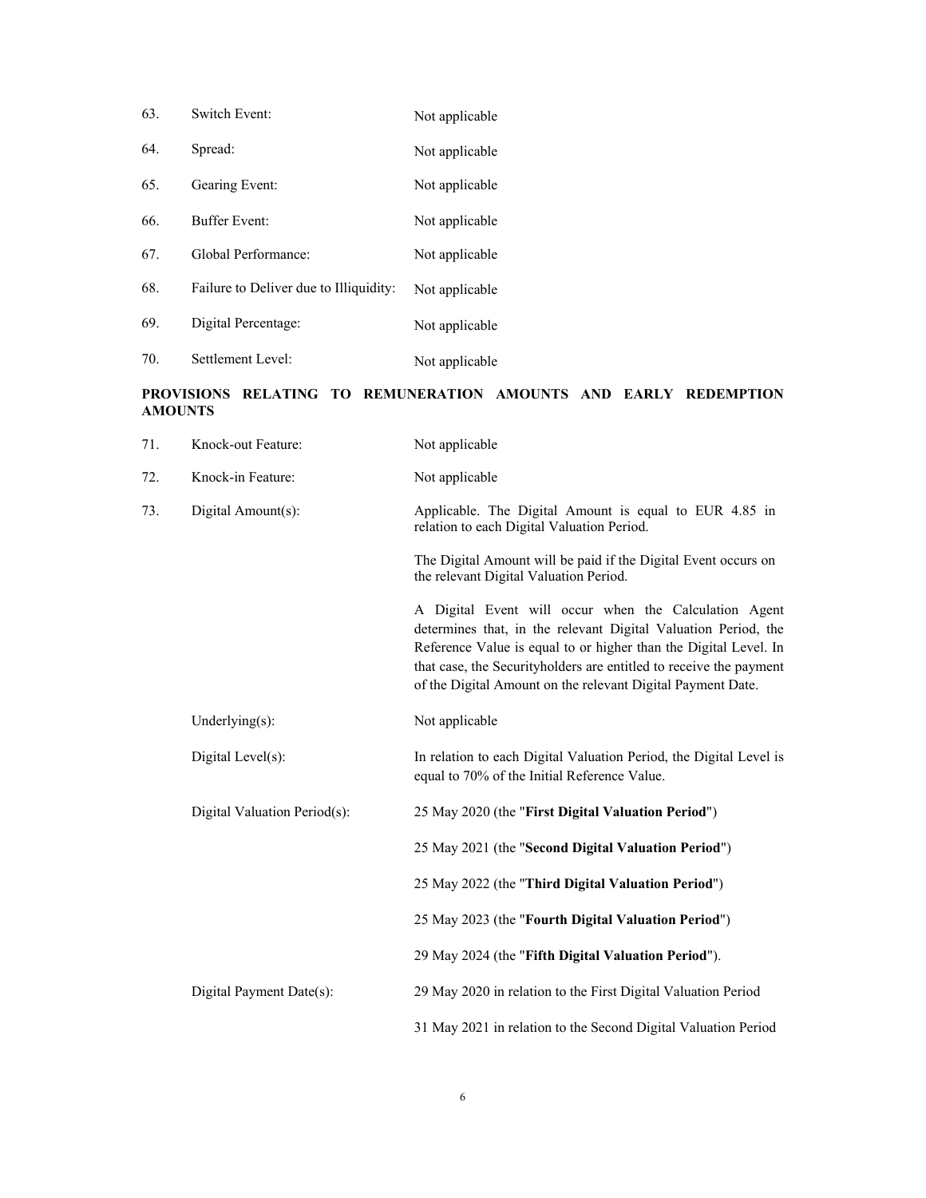| | | |
|---|---|---|
| 63. | Switch Event: | Not applicable |
| 64. | Spread: | Not applicable |
| 65. | Gearing Event: | Not applicable |
| 66. | Buffer Event: | Not applicable |
| 67. | Global Performance: | Not applicable |
| 68. | Failure to Deliver due to Illiquidity: | Not applicable |
| 69. | Digital Percentage: | Not applicable |
| 70. | Settlement Level: | Not applicable |

**PROVISIONS RELATING TO REMUNERATION AMOUNTS AND EARLY REDEMPTION AMOUNTS**

| | | |
|---|---|---|
| 71. | Knock-out Feature: | Not applicable |
| 72. | Knock-in Feature: | Not applicable |
| 73. | Digital Amount(s): | Applicable. The Digital Amount is equal to EUR 4.85 in relation to each Digital Valuation Period.<br><br>The Digital Amount will be paid if the Digital Event occurs on the relevant Digital Valuation Period.<br><br>A Digital Event will occur when the Calculation Agent determines that, in the relevant Digital Valuation Period, the Reference Value is equal to or higher than the Digital Level. In that case, the Securityholders are entitled to receive the payment of the Digital Amount on the relevant Digital Payment Date. |
| | Underlying(s): | Not applicable |
| | Digital Level(s): | In relation to each Digital Valuation Period, the Digital Level is equal to 70% of the Initial Reference Value. |
| | Digital Valuation Period(s): | 25 May 2020 (the "**First Digital Valuation Period**")<br><br>25 May 2021 (the "**Second Digital Valuation Period**")<br><br>25 May 2022 (the "**Third Digital Valuation Period**")<br><br>25 May 2023 (the "**Fourth Digital Valuation Period**")<br><br>29 May 2024 (the "**Fifth Digital Valuation Period**"). |
| | Digital Payment Date(s): | 29 May 2020 in relation to the First Digital Valuation Period<br><br>31 May 2021 in relation to the Second Digital Valuation Period |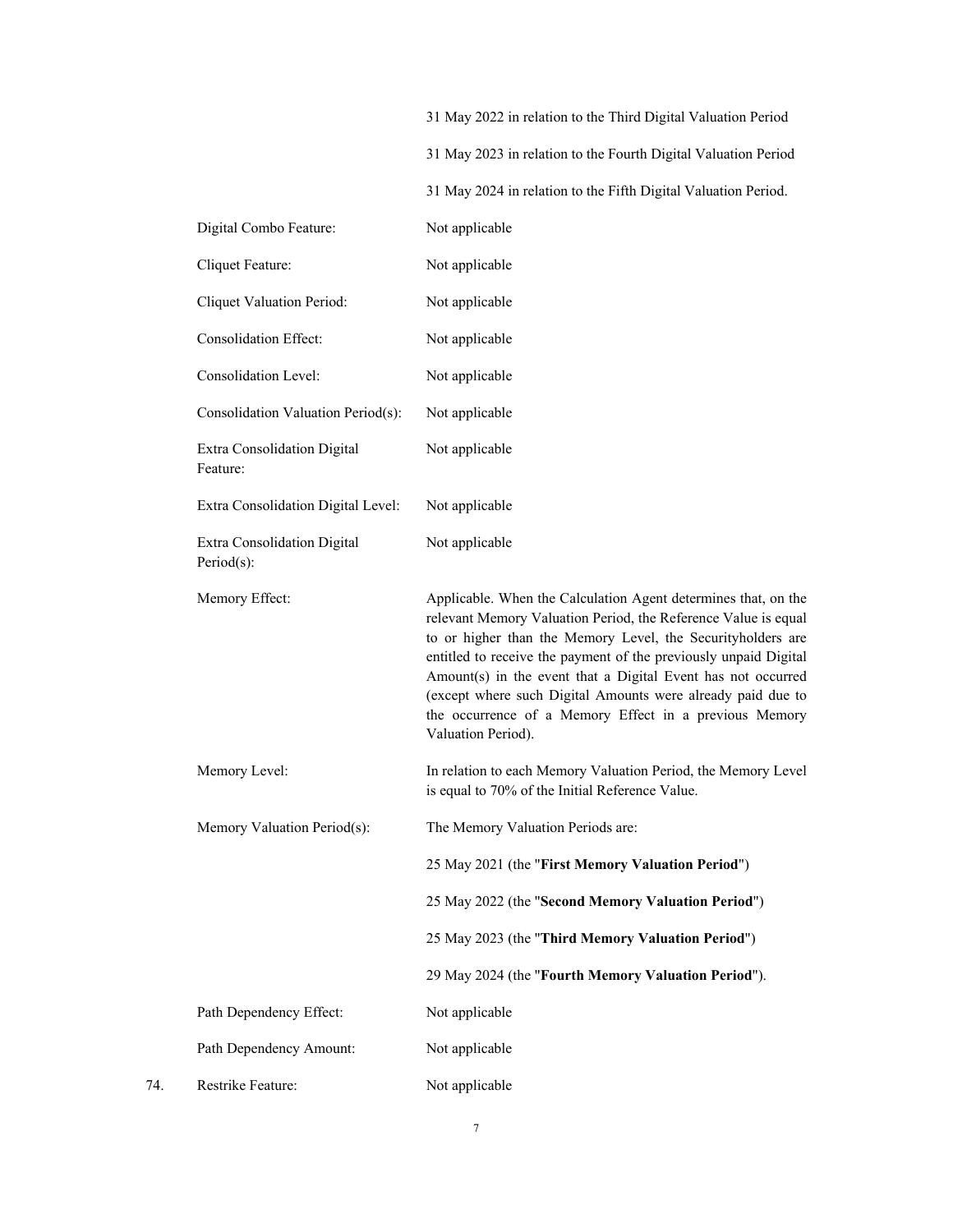| | | |
|---|---|---|
| | | 31 May 2022 in relation to the Third Digital Valuation Period |
| | | 31 May 2023 in relation to the Fourth Digital Valuation Period |
| | | 31 May 2024 in relation to the Fifth Digital Valuation Period. |
| | Digital Combo Feature: | Not applicable |
| | Cliquet Feature: | Not applicable |
| | Cliquet Valuation Period: | Not applicable |
| | Consolidation Effect: | Not applicable |
| | Consolidation Level: | Not applicable |
| | Consolidation Valuation Period(s): | Not applicable |
| | Extra Consolidation Digital Feature: | Not applicable |
| | Extra Consolidation Digital Level: | Not applicable |
| | Extra Consolidation Digital Period(s): | Not applicable |
| | Memory Effect: | Applicable. When the Calculation Agent determines that, on the relevant Memory Valuation Period, the Reference Value is equal to or higher than the Memory Level, the Securityholders are entitled to receive the payment of the previously unpaid Digital Amount(s) in the event that a Digital Event has not occurred (except where such Digital Amounts were already paid due to the occurrence of a Memory Effect in a previous Memory Valuation Period). |
| | Memory Level: | In relation to each Memory Valuation Period, the Memory Level is equal to 70% of the Initial Reference Value. |
| | Memory Valuation Period(s): | The Memory Valuation Periods are: |
| | | 25 May 2021 (the "**First Memory Valuation Period**") |
| | | 25 May 2022 (the "**Second Memory Valuation Period**") |
| | | 25 May 2023 (the "**Third Memory Valuation Period**") |
| | | 29 May 2024 (the "**Fourth Memory Valuation Period**"). |
| | Path Dependency Effect: | Not applicable |
| | Path Dependency Amount: | Not applicable |
| 74. | Restrike Feature: | Not applicable |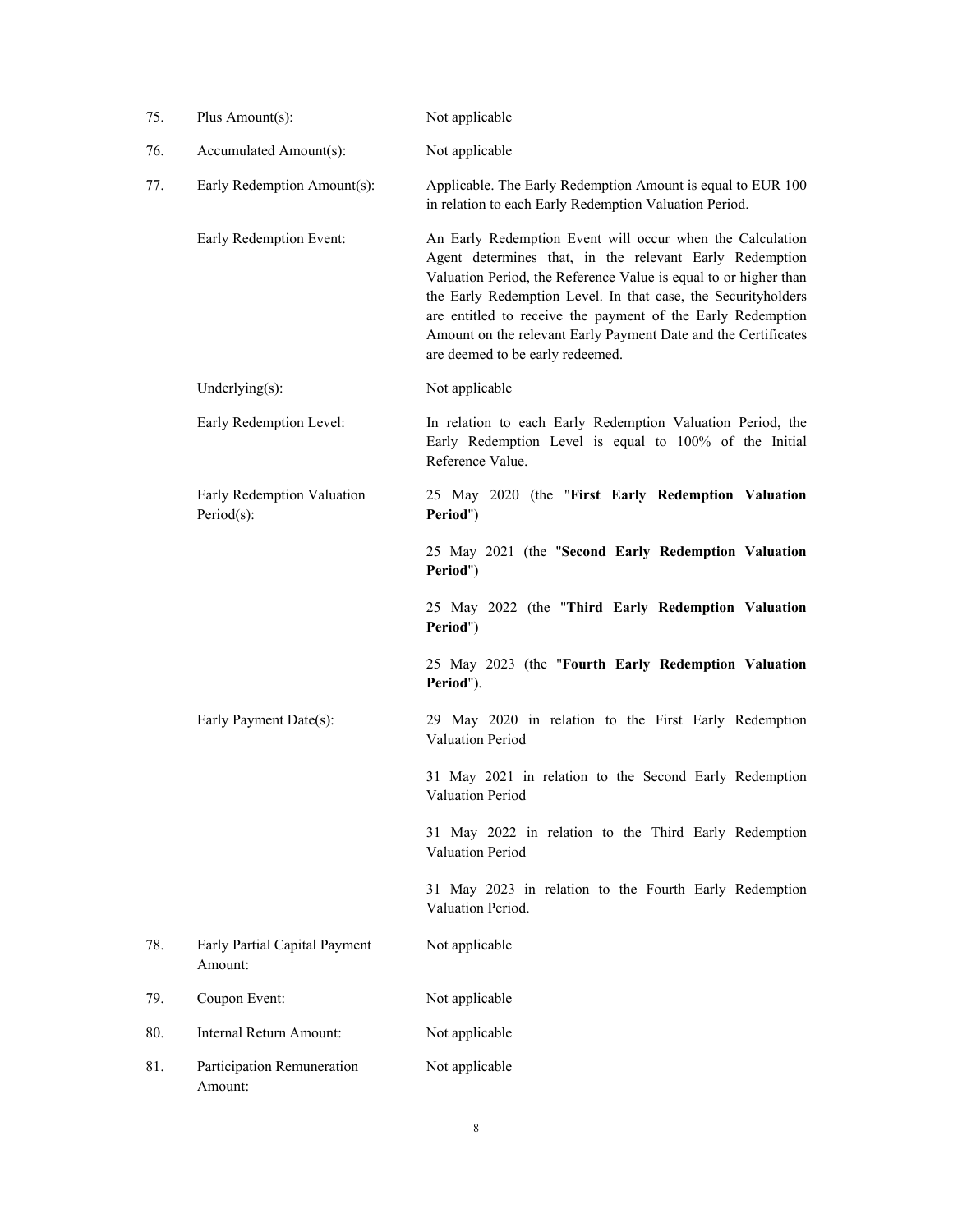| | | |
|---|---|---|
| 75. | Plus Amount(s): | Not applicable |
| 76. | Accumulated Amount(s): | Not applicable |
| 77. | Early Redemption Amount(s): | Applicable. The Early Redemption Amount is equal to EUR 100 in relation to each Early Redemption Valuation Period. |
| | Early Redemption Event: | An Early Redemption Event will occur when the Calculation Agent determines that, in the relevant Early Redemption Valuation Period, the Reference Value is equal to or higher than the Early Redemption Level. In that case, the Securityholders are entitled to receive the payment of the Early Redemption Amount on the relevant Early Payment Date and the Certificates are deemed to be early redeemed. |
| | Underlying(s): | Not applicable |
| | Early Redemption Level: | In relation to each Early Redemption Valuation Period, the Early Redemption Level is equal to 100% of the Initial Reference Value. |
| | Early Redemption Valuation Period(s): | 25 May 2020 (the "**First Early Redemption Valuation Period**")<br><br>25 May 2021 (the "**Second Early Redemption Valuation Period**")<br><br>25 May 2022 (the "**Third Early Redemption Valuation Period**")<br><br>25 May 2023 (the "**Fourth Early Redemption Valuation Period**"). |
| | Early Payment Date(s): | 29 May 2020 in relation to the First Early Redemption Valuation Period<br><br>31 May 2021 in relation to the Second Early Redemption Valuation Period<br><br>31 May 2022 in relation to the Third Early Redemption Valuation Period<br><br>31 May 2023 in relation to the Fourth Early Redemption Valuation Period. |
| 78. | Early Partial Capital Payment Amount: | Not applicable |
| 79. | Coupon Event: | Not applicable |
| 80. | Internal Return Amount: | Not applicable |
| 81. | Participation Remuneration Amount: | Not applicable |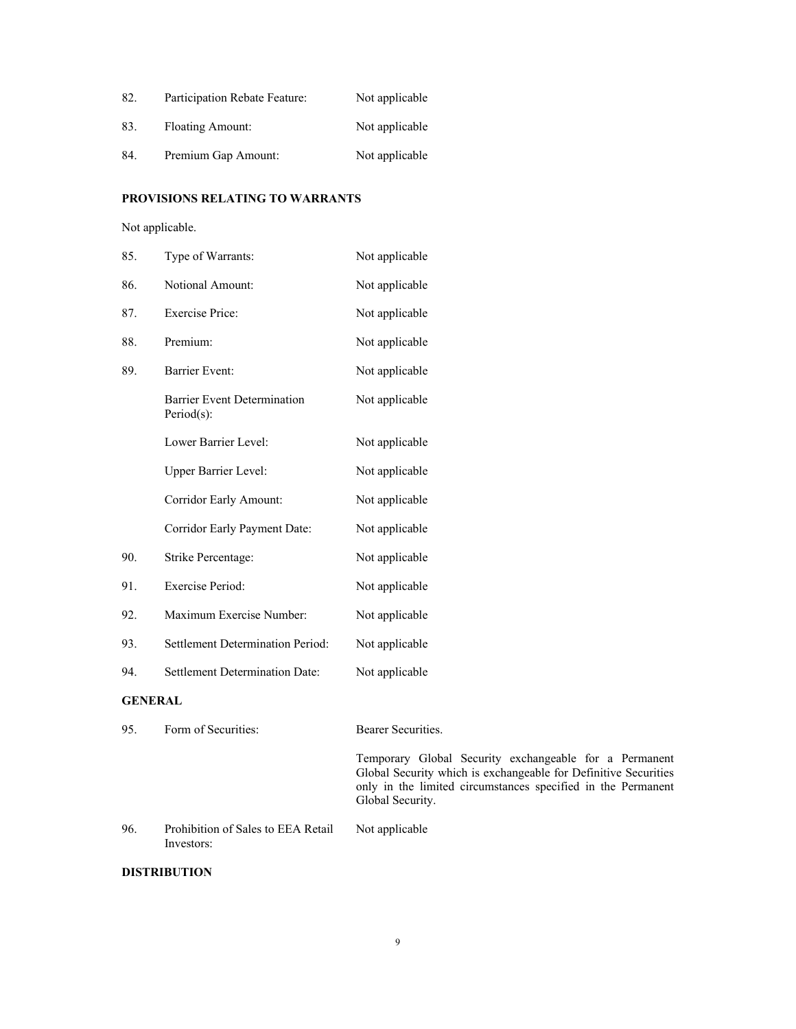| | | |
|---|---|---|
| 82. | Participation Rebate Feature: | Not applicable |
| 83. | Floating Amount: | Not applicable |
| 84. | Premium Gap Amount: | Not applicable |

**PROVISIONS RELATING TO WARRANTS**

Not applicable.

| | | |
|---|---|---|
| 85. | Type of Warrants: | Not applicable |
| 86. | Notional Amount: | Not applicable |
| 87. | Exercise Price: | Not applicable |
| 88. | Premium: | Not applicable |
| 89. | Barrier Event: | Not applicable |
| | Barrier Event Determination Period(s): | Not applicable |
| | Lower Barrier Level: | Not applicable |
| | Upper Barrier Level: | Not applicable |
| | Corridor Early Amount: | Not applicable |
| | Corridor Early Payment Date: | Not applicable |
| 90. | Strike Percentage: | Not applicable |
| 91. | Exercise Period: | Not applicable |
| 92. | Maximum Exercise Number: | Not applicable |
| 93. | Settlement Determination Period: | Not applicable |
| 94. | Settlement Determination Date: | Not applicable |

**GENERAL**

| | | |
|---|---|---|
| 95. | Form of Securities: | Bearer Securities.<br><br>Temporary Global Security exchangeable for a Permanent Global Security which is exchangeable for Definitive Securities only in the limited circumstances specified in the Permanent Global Security. |
| 96. | Prohibition of Sales to EEA Retail Investors: | Not applicable |

**DISTRIBUTION**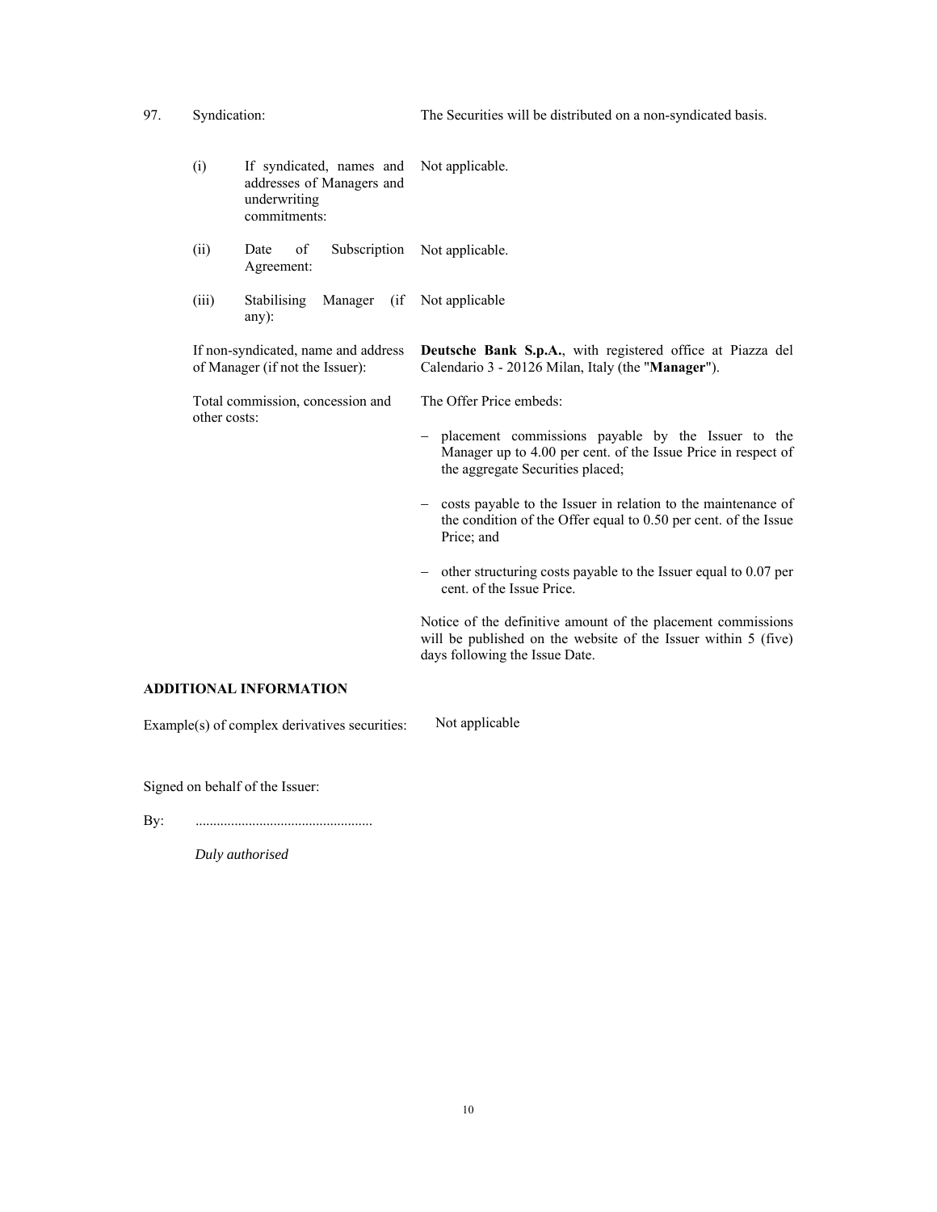| | | |
|---|---|---|
| 97. | Syndication: | The Securities will be distributed on a non-syndicated basis. |
| | (i) If syndicated, names and addresses of Managers and underwriting commitments: | Not applicable. |
| | (ii) Date of Subscription Agreement: | Not applicable. |
| | (iii) Stabilising Manager (if any): | Not applicable |
| | If non-syndicated, name and address of Manager (if not the Issuer): | **Deutsche Bank S.p.A.**, with registered office at Piazza del Calendario 3 - 20126 Milan, Italy (the "**Manager**"). |
| | Total commission, concession and other costs: | The Offer Price embeds:<br><br>– placement commissions payable by the Issuer to the Manager up to 4.00 per cent. of the Issue Price in respect of the aggregate Securities placed;<br><br>– costs payable to the Issuer in relation to the maintenance of the condition of the Offer equal to 0.50 per cent. of the Issue Price; and<br><br>– other structuring costs payable to the Issuer equal to 0.07 per cent. of the Issue Price.<br><br>Notice of the definitive amount of the placement commissions will be published on the website of the Issuer within 5 (five) days following the Issue Date. |

**ADDITIONAL INFORMATION**

Example(s) of complex derivatives securities: Not applicable

Signed on behalf of the Issuer:

By: .................................................

*Duly authorised*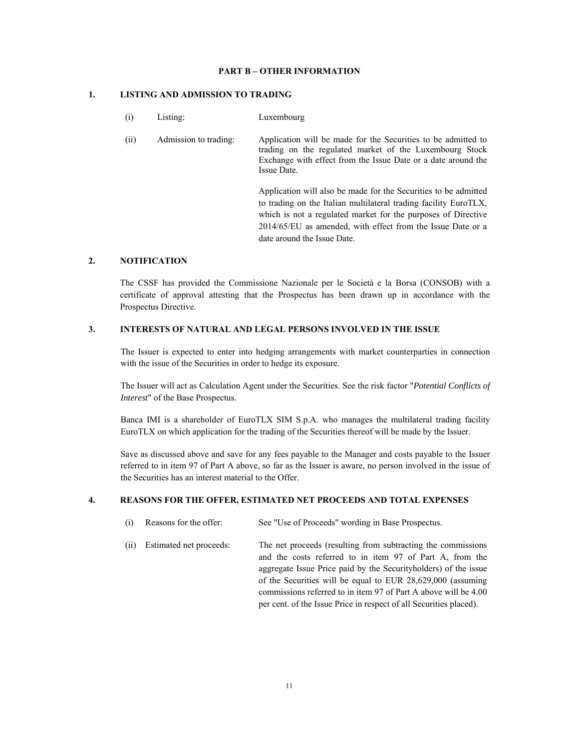## PART B – OTHER INFORMATION

### 1. LISTING AND ADMISSION TO TRADING

| | | |
|---|---|---|
| (i) | Listing: | Luxembourg |
| (ii) | Admission to trading: | Application will be made for the Securities to be admitted to trading on the regulated market of the Luxembourg Stock Exchange with effect from the Issue Date or a date around the Issue Date.<br><br>Application will also be made for the Securities to be admitted to trading on the Italian multilateral trading facility EuroTLX, which is not a regulated market for the purposes of Directive 2014/65/EU as amended, with effect from the Issue Date or a date around the Issue Date. |

### 2. NOTIFICATION

The CSSF has provided the Commissione Nazionale per le Società e la Borsa (CONSOB) with a certificate of approval attesting that the Prospectus has been drawn up in accordance with the Prospectus Directive.

### 3. INTERESTS OF NATURAL AND LEGAL PERSONS INVOLVED IN THE ISSUE

The Issuer is expected to enter into hedging arrangements with market counterparties in connection with the issue of the Securities in order to hedge its exposure.

The Issuer will act as Calculation Agent under the Securities. See the risk factor "*Potential Conflicts of Interest*" of the Base Prospectus.

Banca IMI is a shareholder of EuroTLX SIM S.p.A. who manages the multilateral trading facility EuroTLX on which application for the trading of the Securities thereof will be made by the Issuer.

Save as discussed above and save for any fees payable to the Manager and costs payable to the Issuer referred to in item 97 of Part A above, so far as the Issuer is aware, no person involved in the issue of the Securities has an interest material to the Offer.

### 4. REASONS FOR THE OFFER, ESTIMATED NET PROCEEDS AND TOTAL EXPENSES

| | | |
|---|---|---|
| (i) | Reasons for the offer: | See "Use of Proceeds" wording in Base Prospectus. |
| (ii) | Estimated net proceeds: | The net proceeds (resulting from subtracting the commissions and the costs referred to in item 97 of Part A, from the aggregate Issue Price paid by the Securityholders) of the issue of the Securities will be equal to EUR 28,629,000 (assuming commissions referred to in item 97 of Part A above will be 4.00 per cent. of the Issue Price in respect of all Securities placed). |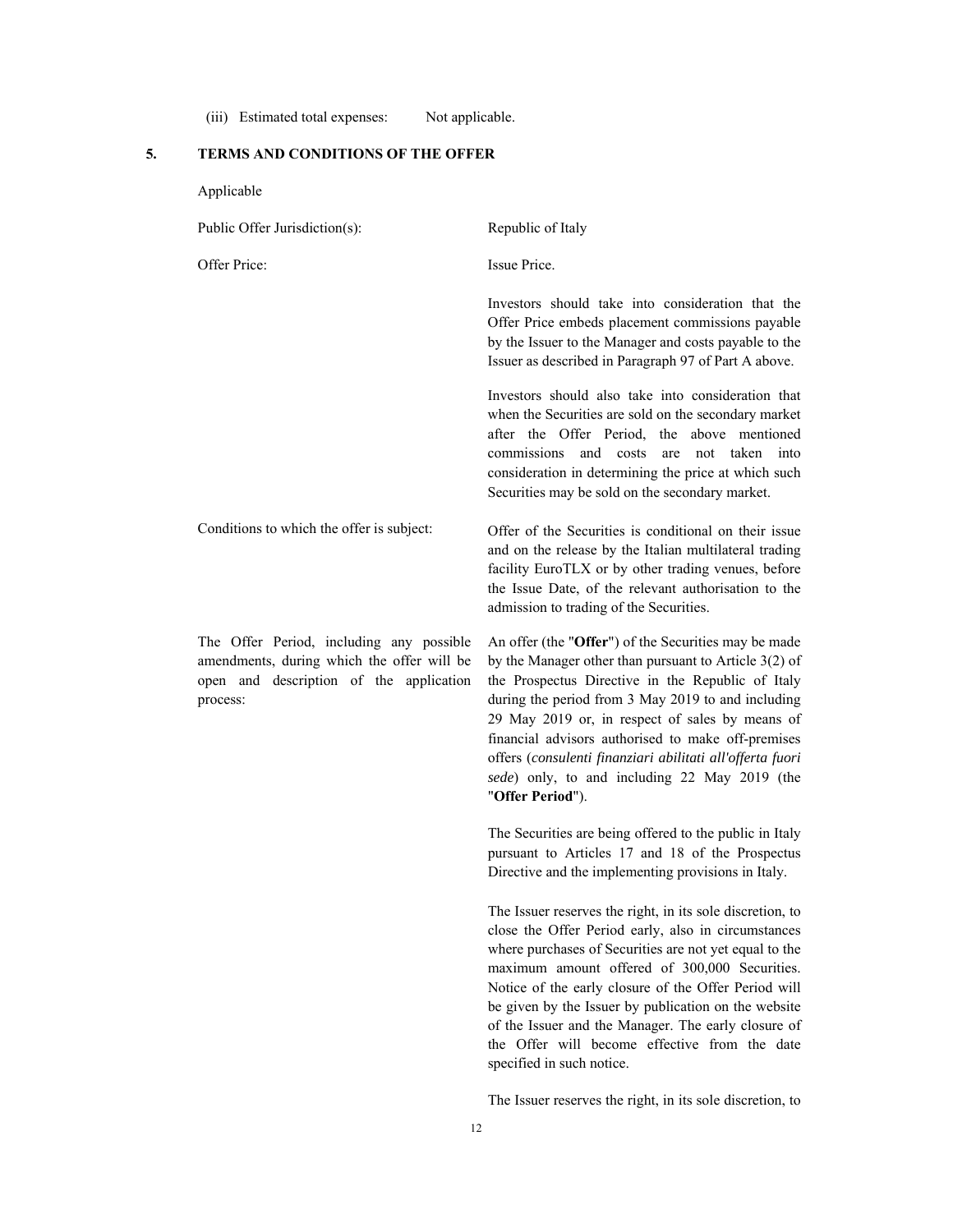(iii) Estimated total expenses: Not applicable.

## 5. TERMS AND CONDITIONS OF THE OFFER

Applicable

| | |
|---|---|
| Public Offer Jurisdiction(s): | Republic of Italy |
| Offer Price: | Issue Price.<br><br>Investors should take into consideration that the Offer Price embeds placement commissions payable by the Issuer to the Manager and costs payable to the Issuer as described in Paragraph 97 of Part A above.<br><br>Investors should also take into consideration that when the Securities are sold on the secondary market after the Offer Period, the above mentioned commissions and costs are not taken into consideration in determining the price at which such Securities may be sold on the secondary market. |
| Conditions to which the offer is subject: | Offer of the Securities is conditional on their issue and on the release by the Italian multilateral trading facility EuroTLX or by other trading venues, before the Issue Date, of the relevant authorisation to the admission to trading of the Securities. |
| The Offer Period, including any possible amendments, during which the offer will be open and description of the application process: | An offer (the "**Offer**") of the Securities may be made by the Manager other than pursuant to Article 3(2) of the Prospectus Directive in the Republic of Italy during the period from 3 May 2019 to and including 29 May 2019 or, in respect of sales by means of financial advisors authorised to make off-premises offers (*consulenti finanziari abilitati all'offerta fuori sede*) only, to and including 22 May 2019 (the "**Offer Period**").<br><br>The Securities are being offered to the public in Italy pursuant to Articles 17 and 18 of the Prospectus Directive and the implementing provisions in Italy.<br><br>The Issuer reserves the right, in its sole discretion, to close the Offer Period early, also in circumstances where purchases of Securities are not yet equal to the maximum amount offered of 300,000 Securities. Notice of the early closure of the Offer Period will be given by the Issuer by publication on the website of the Issuer and the Manager. The early closure of the Offer will become effective from the date specified in such notice.<br><br>The Issuer reserves the right, in its sole discretion, to |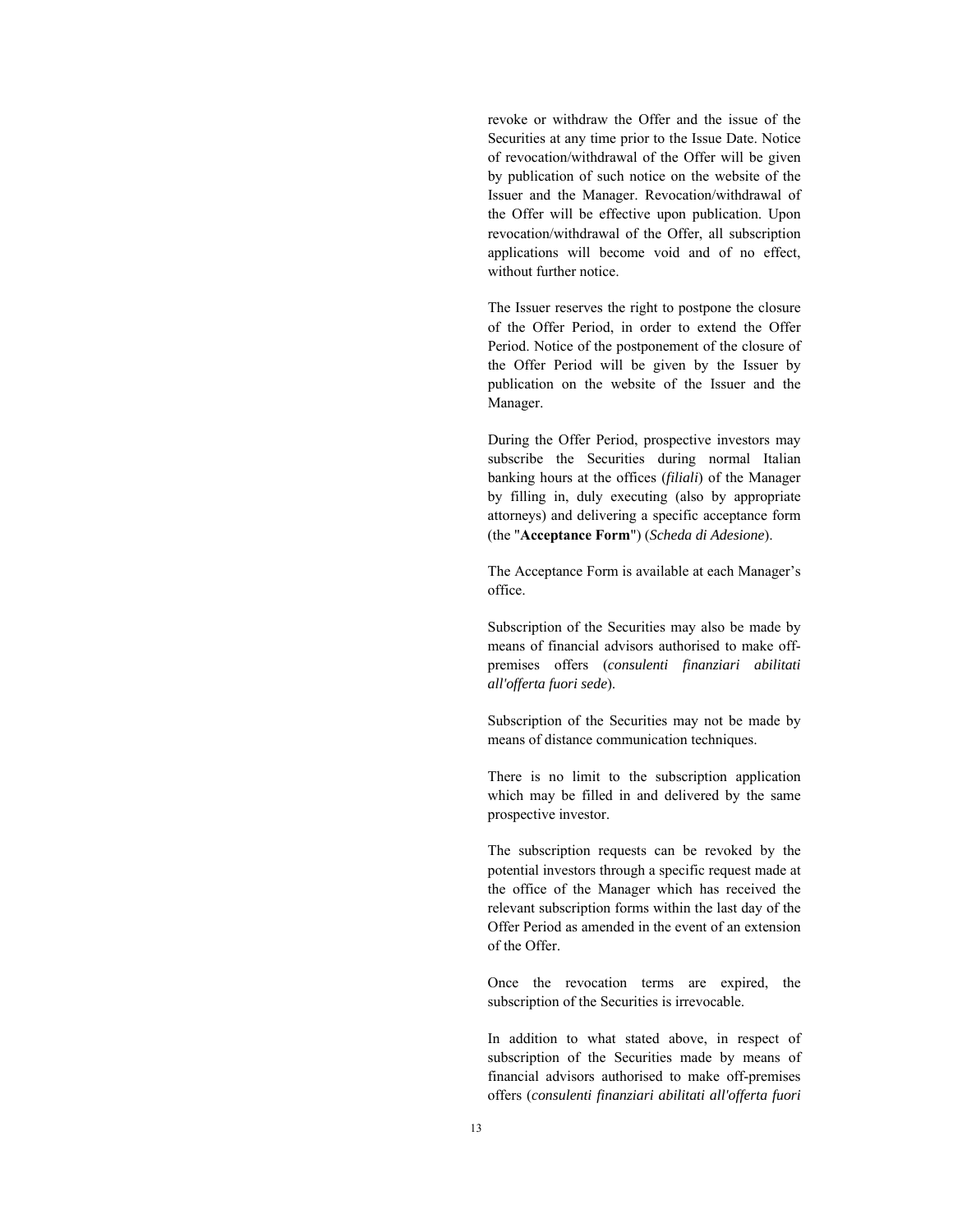revoke or withdraw the Offer and the issue of the Securities at any time prior to the Issue Date. Notice of revocation/withdrawal of the Offer will be given by publication of such notice on the website of the Issuer and the Manager. Revocation/withdrawal of the Offer will be effective upon publication. Upon revocation/withdrawal of the Offer, all subscription applications will become void and of no effect, without further notice.

The Issuer reserves the right to postpone the closure of the Offer Period, in order to extend the Offer Period. Notice of the postponement of the closure of the Offer Period will be given by the Issuer by publication on the website of the Issuer and the Manager.

During the Offer Period, prospective investors may subscribe the Securities during normal Italian banking hours at the offices (*filiali*) of the Manager by filling in, duly executing (also by appropriate attorneys) and delivering a specific acceptance form (the "**Acceptance Form**") (*Scheda di Adesione*).

The Acceptance Form is available at each Manager's office.

Subscription of the Securities may also be made by means of financial advisors authorised to make off-premises offers (*consulenti finanziari abilitati all'offerta fuori sede*).

Subscription of the Securities may not be made by means of distance communication techniques.

There is no limit to the subscription application which may be filled in and delivered by the same prospective investor.

The subscription requests can be revoked by the potential investors through a specific request made at the office of the Manager which has received the relevant subscription forms within the last day of the Offer Period as amended in the event of an extension of the Offer.

Once the revocation terms are expired, the subscription of the Securities is irrevocable.

In addition to what stated above, in respect of subscription of the Securities made by means of financial advisors authorised to make off-premises offers (*consulenti finanziari abilitati all'offerta fuori*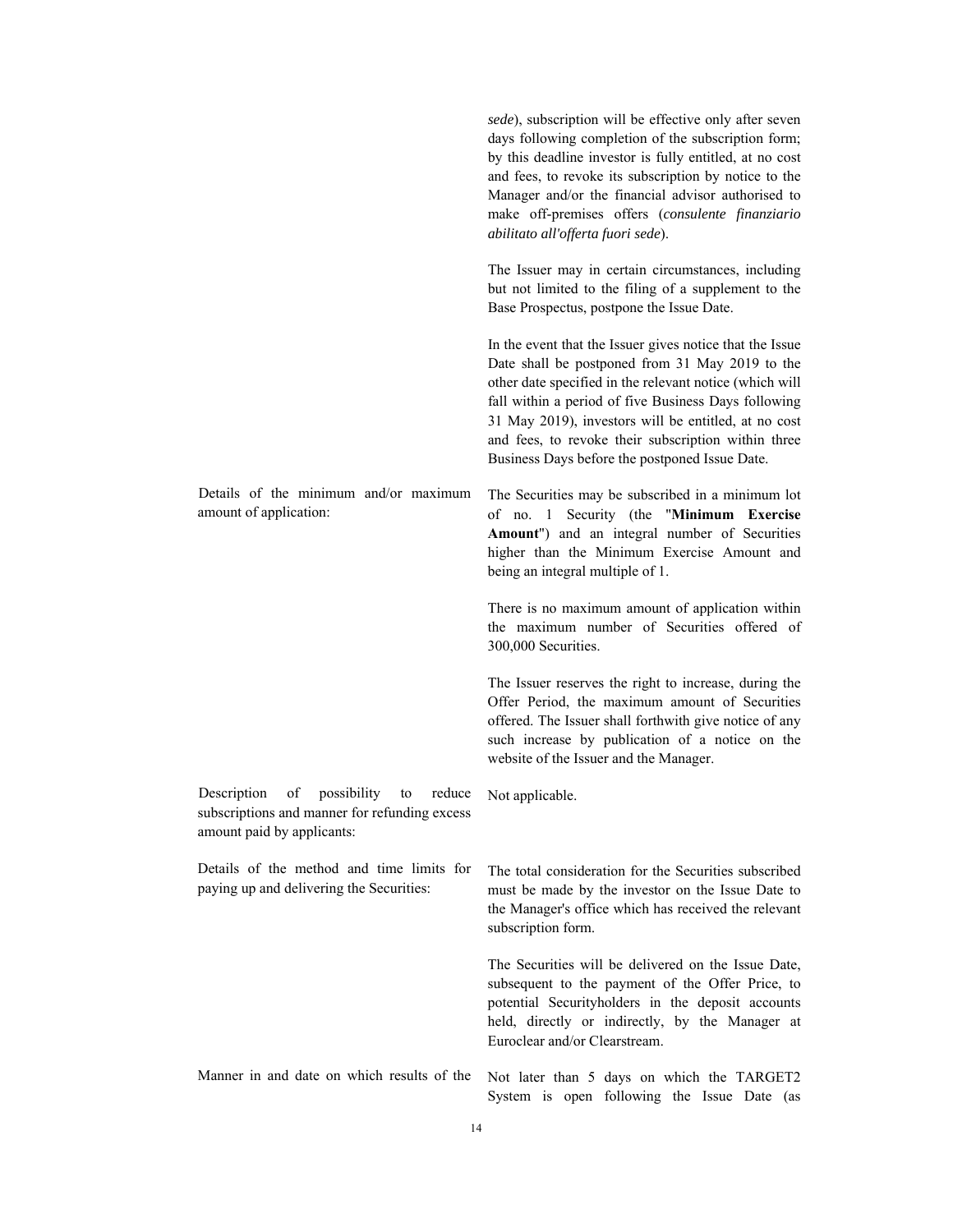| | |
|---|---|
| | *sede*), subscription will be effective only after seven days following completion of the subscription form; by this deadline investor is fully entitled, at no cost and fees, to revoke its subscription by notice to the Manager and/or the financial advisor authorised to make off-premises offers (*consulente finanziario abilitato all'offerta fuori sede*).<br><br>The Issuer may in certain circumstances, including but not limited to the filing of a supplement to the Base Prospectus, postpone the Issue Date.<br><br>In the event that the Issuer gives notice that the Issue Date shall be postponed from 31 May 2019 to the other date specified in the relevant notice (which will fall within a period of five Business Days following 31 May 2019), investors will be entitled, at no cost and fees, to revoke their subscription within three Business Days before the postponed Issue Date. |
| Details of the minimum and/or maximum amount of application: | The Securities may be subscribed in a minimum lot of no. 1 Security (the "**Minimum Exercise Amount**") and an integral number of Securities higher than the Minimum Exercise Amount and being an integral multiple of 1.<br><br>There is no maximum amount of application within the maximum number of Securities offered of 300,000 Securities.<br><br>The Issuer reserves the right to increase, during the Offer Period, the maximum amount of Securities offered. The Issuer shall forthwith give notice of any such increase by publication of a notice on the website of the Issuer and the Manager. |
| Description of possibility to reduce subscriptions and manner for refunding excess amount paid by applicants: | Not applicable. |
| Details of the method and time limits for paying up and delivering the Securities: | The total consideration for the Securities subscribed must be made by the investor on the Issue Date to the Manager's office which has received the relevant subscription form.<br><br>The Securities will be delivered on the Issue Date, subsequent to the payment of the Offer Price, to potential Securityholders in the deposit accounts held, directly or indirectly, by the Manager at Euroclear and/or Clearstream. |
| Manner in and date on which results of the | Not later than 5 days on which the TARGET2 System is open following the Issue Date (as |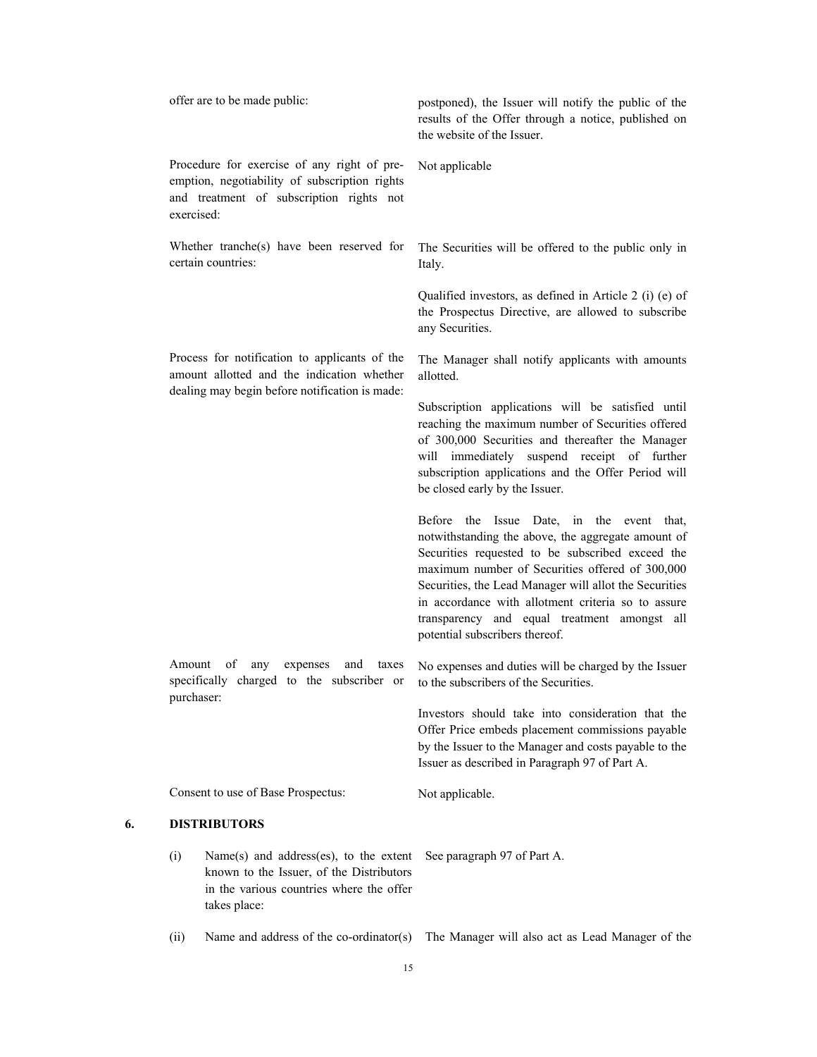| | |
|---|---|
| offer are to be made public: | postponed), the Issuer will notify the public of the results of the Offer through a notice, published on the website of the Issuer. |
| Procedure for exercise of any right of pre-emption, negotiability of subscription rights and treatment of subscription rights not exercised: | Not applicable |
| Whether tranche(s) have been reserved for certain countries: | The Securities will be offered to the public only in Italy.<br><br>Qualified investors, as defined in Article 2 (i) (e) of the Prospectus Directive, are allowed to subscribe any Securities. |
| Process for notification to applicants of the amount allotted and the indication whether dealing may begin before notification is made: | The Manager shall notify applicants with amounts allotted.<br><br>Subscription applications will be satisfied until reaching the maximum number of Securities offered of 300,000 Securities and thereafter the Manager will immediately suspend receipt of further subscription applications and the Offer Period will be closed early by the Issuer.<br><br>Before the Issue Date, in the event that, notwithstanding the above, the aggregate amount of Securities requested to be subscribed exceed the maximum number of Securities offered of 300,000 Securities, the Lead Manager will allot the Securities in accordance with allotment criteria so to assure transparency and equal treatment amongst all potential subscribers thereof. |
| Amount of any expenses and taxes specifically charged to the subscriber or purchaser: | No expenses and duties will be charged by the Issuer to the subscribers of the Securities.<br><br>Investors should take into consideration that the Offer Price embeds placement commissions payable by the Issuer to the Manager and costs payable to the Issuer as described in Paragraph 97 of Part A. |
| Consent to use of Base Prospectus: | Not applicable. |

## 6. DISTRIBUTORS

| | | |
|---|---|---|
| (i) | Name(s) and address(es), to the extent known to the Issuer, of the Distributors in the various countries where the offer takes place: | See paragraph 97 of Part A. |
| (ii) | Name and address of the co-ordinator(s) | The Manager will also act as Lead Manager of the |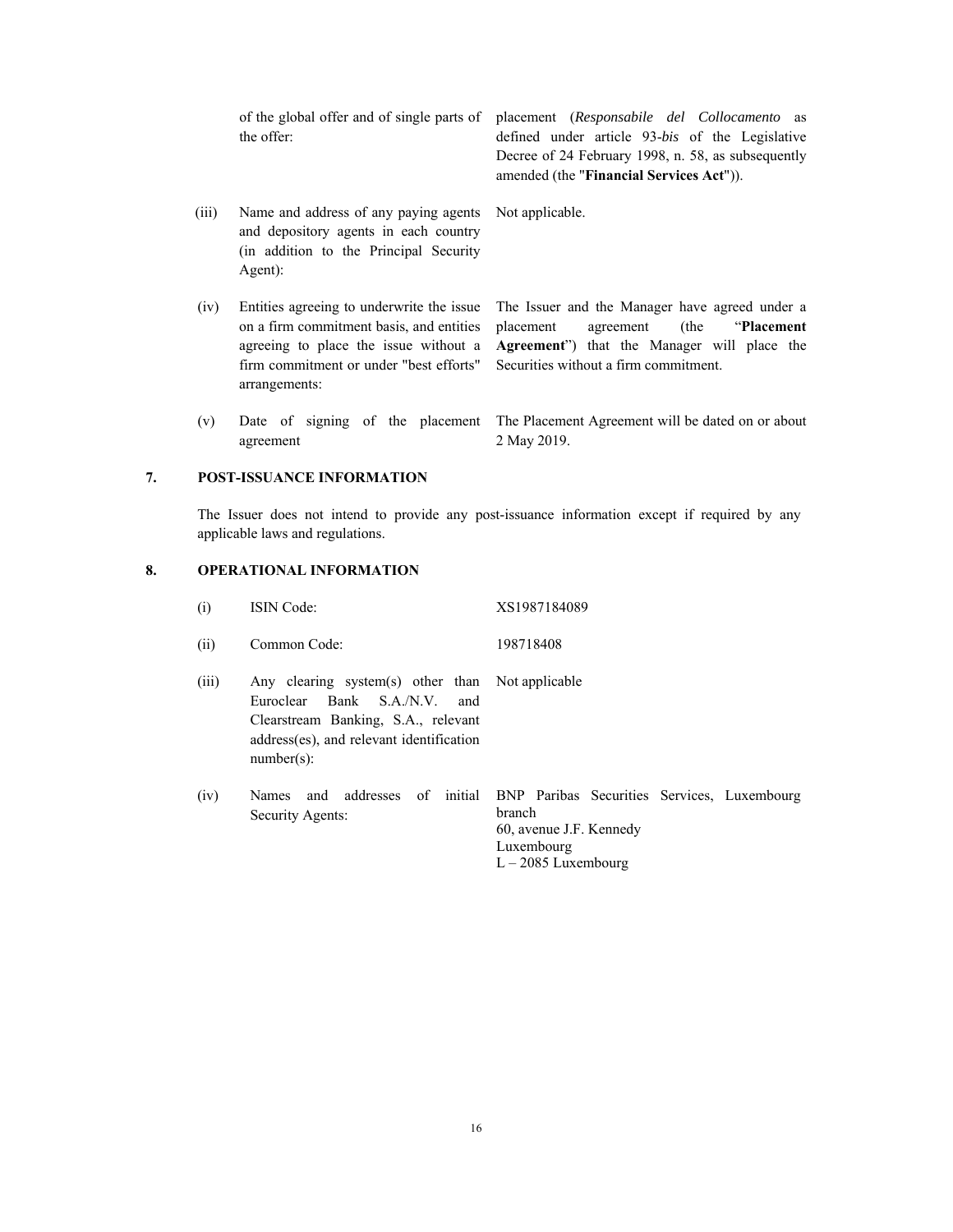| | | |
|---|---|---|
| | of the global offer and of single parts of the offer: | placement (*Responsabile del Collocamento* as defined under article 93-*bis* of the Legislative Decree of 24 February 1998, n. 58, as subsequently amended (the "**Financial Services Act**")). |
| (iii) | Name and address of any paying agents and depository agents in each country (in addition to the Principal Security Agent): | Not applicable. |
| (iv) | Entities agreeing to underwrite the issue on a firm commitment basis, and entities agreeing to place the issue without a firm commitment or under "best efforts" arrangements: | The Issuer and the Manager have agreed under a placement agreement (the "**Placement Agreement**") that the Manager will place the Securities without a firm commitment. |
| (v) | Date of signing of the placement agreement | The Placement Agreement will be dated on or about 2 May 2019. |

## 7. POST-ISSUANCE INFORMATION

The Issuer does not intend to provide any post-issuance information except if required by any applicable laws and regulations.

## 8. OPERATIONAL INFORMATION

| | | |
|---|---|---|
| (i) | ISIN Code: | XS1987184089 |
| (ii) | Common Code: | 198718408 |
| (iii) | Any clearing system(s) other than Euroclear Bank S.A./N.V. and Clearstream Banking, S.A., relevant address(es), and relevant identification number(s): | Not applicable |
| (iv) | Names and addresses of initial Security Agents: | BNP Paribas Securities Services, Luxembourg branch<br>60, avenue J.F. Kennedy<br>Luxembourg<br>L – 2085 Luxembourg |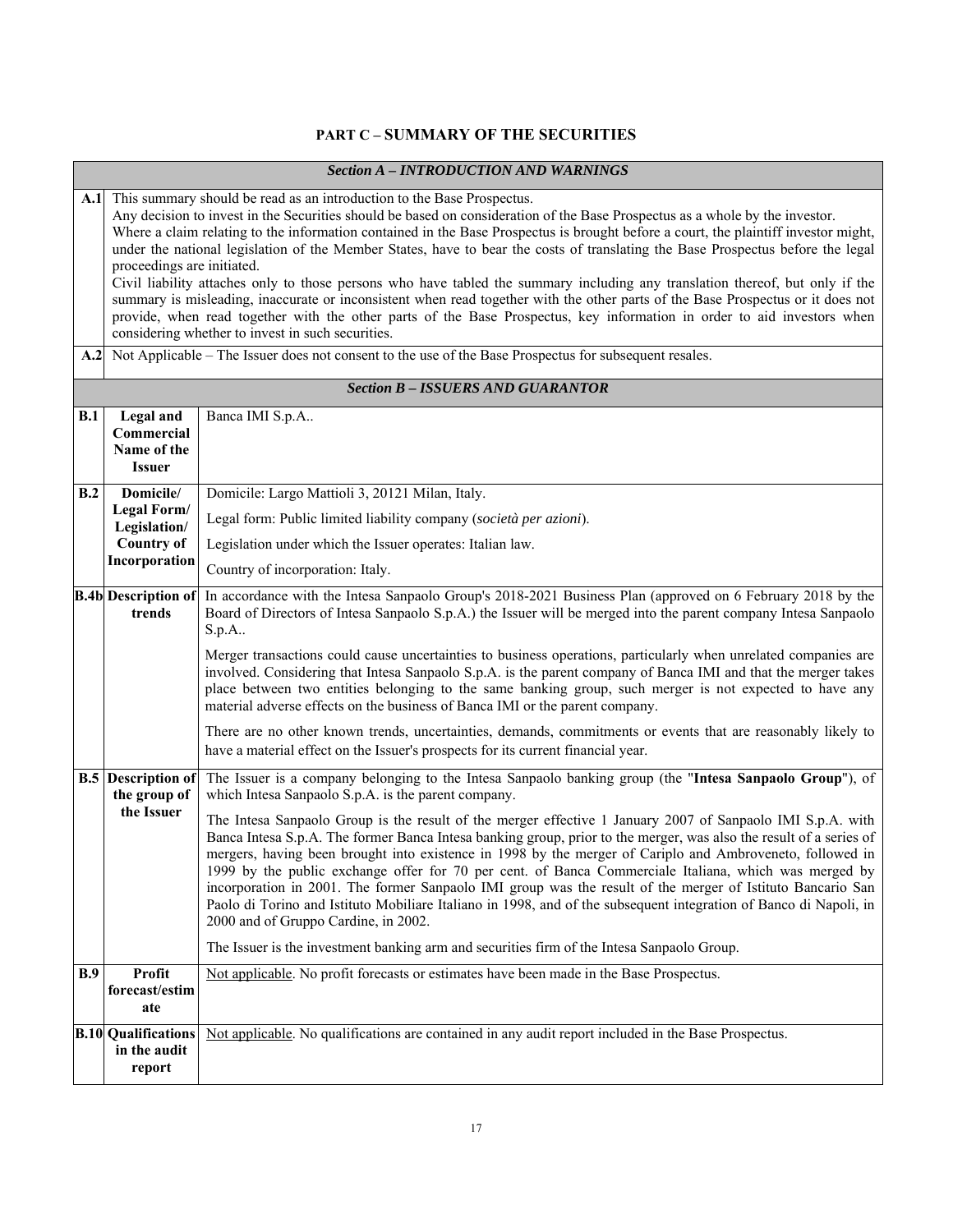# PART C – SUMMARY OF THE SECURITIES

| | | |
|---|---|---|
| ***Section A – INTRODUCTION AND WARNINGS*** | | |
| **A.1** | This summary should be read as an introduction to the Base Prospectus.<br>Any decision to invest in the Securities should be based on consideration of the Base Prospectus as a whole by the investor.<br>Where a claim relating to the information contained in the Base Prospectus is brought before a court, the plaintiff investor might, under the national legislation of the Member States, have to bear the costs of translating the Base Prospectus before the legal proceedings are initiated.<br>Civil liability attaches only to those persons who have tabled the summary including any translation thereof, but only if the summary is misleading, inaccurate or inconsistent when read together with the other parts of the Base Prospectus or it does not provide, when read together with the other parts of the Base Prospectus, key information in order to aid investors when considering whether to invest in such securities. | |
| **A.2** | Not Applicable – The Issuer does not consent to the use of the Base Prospectus for subsequent resales. | |
| ***Section B – ISSUERS AND GUARANTOR*** | | |
| **B.1** | **Legal and Commercial Name of the Issuer** | Banca IMI S.p.A.. |
| **B.2** | **Domicile/ Legal Form/ Legislation/ Country of Incorporation** | Domicile: Largo Mattioli 3, 20121 Milan, Italy.<br>Legal form: Public limited liability company (*società per azioni*).<br>Legislation under which the Issuer operates: Italian law.<br>Country of incorporation: Italy. |
| **B.4b** | **Description of trends** | In accordance with the Intesa Sanpaolo Group's 2018-2021 Business Plan (approved on 6 February 2018 by the Board of Directors of Intesa Sanpaolo S.p.A.) the Issuer will be merged into the parent company Intesa Sanpaolo S.p.A..<br>Merger transactions could cause uncertainties to business operations, particularly when unrelated companies are involved. Considering that Intesa Sanpaolo S.p.A. is the parent company of Banca IMI and that the merger takes place between two entities belonging to the same banking group, such merger is not expected to have any material adverse effects on the business of Banca IMI or the parent company.<br>There are no other known trends, uncertainties, demands, commitments or events that are reasonably likely to have a material effect on the Issuer's prospects for its current financial year. |
| **B.5** | **Description of the group of the Issuer** | The Issuer is a company belonging to the Intesa Sanpaolo banking group (the "**Intesa Sanpaolo Group**"), of which Intesa Sanpaolo S.p.A. is the parent company.<br>The Intesa Sanpaolo Group is the result of the merger effective 1 January 2007 of Sanpaolo IMI S.p.A. with Banca Intesa S.p.A. The former Banca Intesa banking group, prior to the merger, was also the result of a series of mergers, having been brought into existence in 1998 by the merger of Cariplo and Ambroveneto, followed in 1999 by the public exchange offer for 70 per cent. of Banca Commerciale Italiana, which was merged by incorporation in 2001. The former Sanpaolo IMI group was the result of the merger of Istituto Bancario San Paolo di Torino and Istituto Mobiliare Italiano in 1998, and of the subsequent integration of Banco di Napoli, in 2000 and of Gruppo Cardine, in 2002.<br>The Issuer is the investment banking arm and securities firm of the Intesa Sanpaolo Group. |
| **B.9** | **Profit forecast/estimate** | Not applicable. No profit forecasts or estimates have been made in the Base Prospectus. |
| **B.10** | **Qualifications in the audit report** | Not applicable. No qualifications are contained in any audit report included in the Base Prospectus. |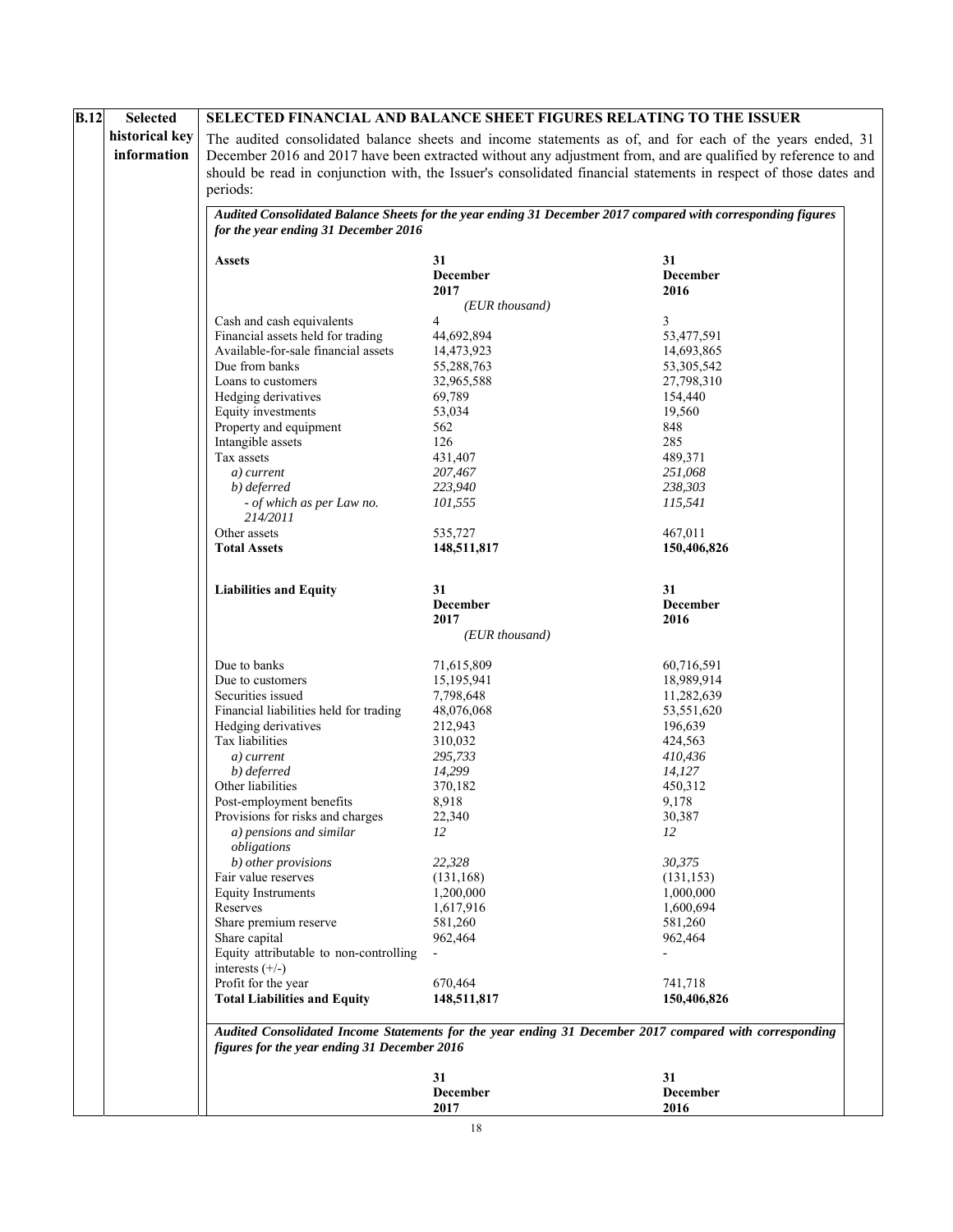| B.12 | Selected historical key information | SELECTED FINANCIAL AND BALANCE SHEET FIGURES RELATING TO THE ISSUER |
|---|---|---|

**SELECTED FINANCIAL AND BALANCE SHEET FIGURES RELATING TO THE ISSUER**

The audited consolidated balance sheets and income statements as of, and for each of the years ended, 31 December 2016 and 2017 have been extracted without any adjustment from, and are qualified by reference to and should be read in conjunction with, the Issuer's consolidated financial statements in respect of those dates and periods:

***Audited Consolidated Balance Sheets for the year ending 31 December 2017 compared with corresponding figures for the year ending 31 December 2016***

| **Assets** | **31 December 2017** | **31 December 2016** |
|---|---|---|
| | *(EUR thousand)* | |
| Cash and cash equivalents | 4 | 3 |
| Financial assets held for trading | 44,692,894 | 53,477,591 |
| Available-for-sale financial assets | 14,473,923 | 14,693,865 |
| Due from banks | 55,288,763 | 53,305,542 |
| Loans to customers | 32,965,588 | 27,798,310 |
| Hedging derivatives | 69,789 | 154,440 |
| Equity investments | 53,034 | 19,560 |
| Property and equipment | 562 | 848 |
| Intangible assets | 126 | 285 |
| Tax assets | 431,407 | 489,371 |
| *a) current* | *207,467* | *251,068* |
| *b) deferred* | *223,940* | *238,303* |
| *- of which as per Law no. 214/2011* | *101,555* | *115,541* |
| Other assets | 535,727 | 467,011 |
| **Total Assets** | **148,511,817** | **150,406,826** |

| **Liabilities and Equity** | **31 December 2017** | **31 December 2016** |
|---|---|---|
| | *(EUR thousand)* | |
| Due to banks | 71,615,809 | 60,716,591 |
| Due to customers | 15,195,941 | 18,989,914 |
| Securities issued | 7,798,648 | 11,282,639 |
| Financial liabilities held for trading | 48,076,068 | 53,551,620 |
| Hedging derivatives | 212,943 | 196,639 |
| Tax liabilities | 310,032 | 424,563 |
| *a) current* | *295,733* | *410,436* |
| *b) deferred* | *14,299* | *14,127* |
| Other liabilities | 370,182 | 450,312 |
| Post-employment benefits | 8,918 | 9,178 |
| Provisions for risks and charges | 22,340 | 30,387 |
| *a) pensions and similar obligations* | *12* | *12* |
| *b) other provisions* | *22,328* | *30,375* |
| Fair value reserves | (131,168) | (131,153) |
| Equity Instruments | 1,200,000 | 1,000,000 |
| Reserves | 1,617,916 | 1,600,694 |
| Share premium reserve | 581,260 | 581,260 |
| Share capital | 962,464 | 962,464 |
| Equity attributable to non-controlling interests (+/-) | - | - |
| Profit for the year | 670,464 | 741,718 |
| **Total Liabilities and Equity** | **148,511,817** | **150,406,826** |

***Audited Consolidated Income Statements for the year ending 31 December 2017 compared with corresponding figures for the year ending 31 December 2016***

| | **31 December 2017** | **31 December 2016** |
|---|---|---|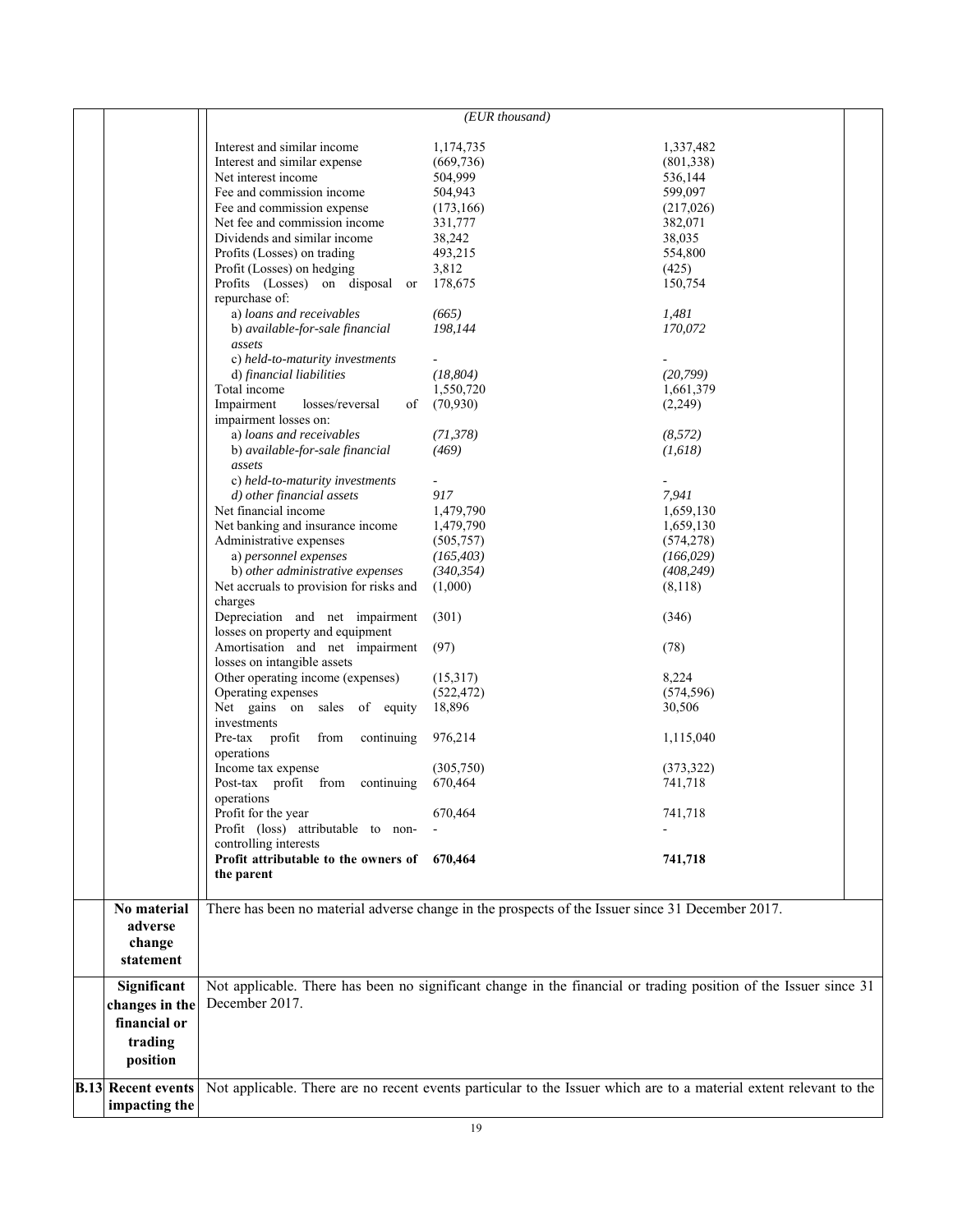| | | | |
|---|---|---|---|
| | | *(EUR thousand)* | |
| | Interest and similar income | 1,174,735 | 1,337,482 |
| | Interest and similar expense | (669,736) | (801,338) |
| | Net interest income | 504,999 | 536,144 |
| | Fee and commission income | 504,943 | 599,097 |
| | Fee and commission expense | (173,166) | (217,026) |
| | Net fee and commission income | 331,777 | 382,071 |
| | Dividends and similar income | 38,242 | 38,035 |
| | Profits (Losses) on trading | 493,215 | 554,800 |
| | Profit (Losses) on hedging | 3,812 | (425) |
| | Profits (Losses) on disposal or repurchase of: | 178,675 | 150,754 |
| | *a) loans and receivables* | *(665)* | *1,481* |
| | *b) available-for-sale financial assets* | *198,144* | *170,072* |
| | *c) held-to-maturity investments* | - | - |
| | *d) financial liabilities* | *(18,804)* | *(20,799)* |
| | Total income | 1,550,720 | 1,661,379 |
| | Impairment losses/reversal of impairment losses on: | (70,930) | (2,249) |
| | *a) loans and receivables* | *(71,378)* | *(8,572)* |
| | *b) available-for-sale financial assets* | *(469)* | *(1,618)* |
| | *c) held-to-maturity investments* | - | - |
| | *d) other financial assets* | *917* | *7,941* |
| | Net financial income | 1,479,790 | 1,659,130 |
| | Net banking and insurance income | 1,479,790 | 1,659,130 |
| | Administrative expenses | (505,757) | (574,278) |
| | *a) personnel expenses* | *(165,403)* | *(166,029)* |
| | *b) other administrative expenses* | *(340,354)* | *(408,249)* |
| | Net accruals to provision for risks and charges | (1,000) | (8,118) |
| | Depreciation and net impairment losses on property and equipment | (301) | (346) |
| | Amortisation and net impairment losses on intangible assets | (97) | (78) |
| | Other operating income (expenses) | (15,317) | 8,224 |
| | Operating expenses | (522,472) | (574,596) |
| | Net gains on sales of equity investments | 18,896 | 30,506 |
| | Pre-tax profit from continuing operations | 976,214 | 1,115,040 |
| | Income tax expense | (305,750) | (373,322) |
| | Post-tax profit from continuing operations | 670,464 | 741,718 |
| | Profit for the year | 670,464 | 741,718 |
| | Profit (loss) attributable to non-controlling interests | - | - |
| | **Profit attributable to the owners of the parent** | **670,464** | **741,718** |
| **No material adverse change statement** | There has been no material adverse change in the prospects of the Issuer since 31 December 2017. | | |
| **Significant changes in the financial or trading position** | Not applicable. There has been no significant change in the financial or trading position of the Issuer since 31 December 2017. | | |
| **B.13 Recent events impacting the** | Not applicable. There are no recent events particular to the Issuer which are to a material extent relevant to the | | |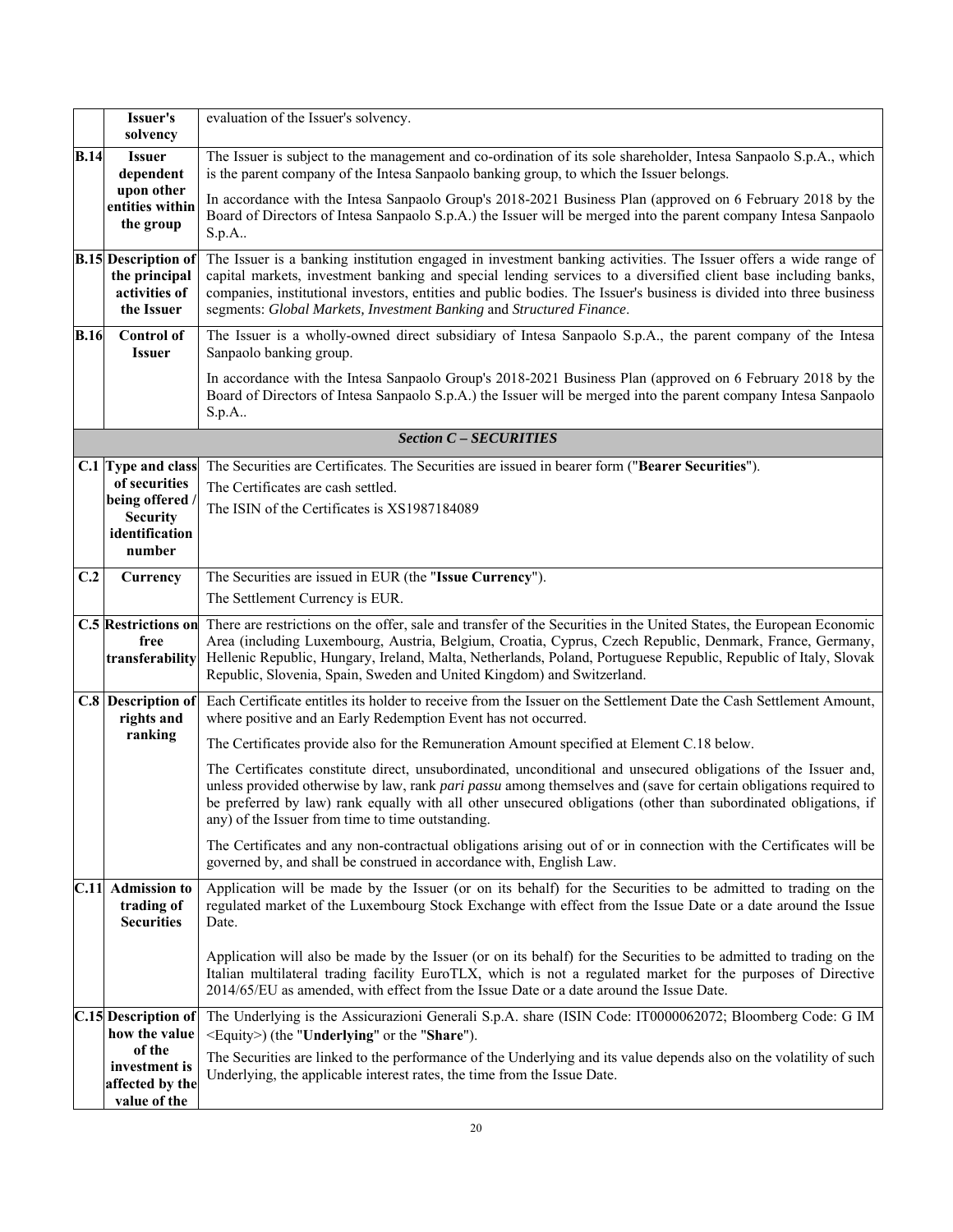| | | |
|---|---|---|
| | **Issuer's solvency** | evaluation of the Issuer's solvency. |
| **B.14** | **Issuer dependent upon other entities within the group** | The Issuer is subject to the management and co-ordination of its sole shareholder, Intesa Sanpaolo S.p.A., which is the parent company of the Intesa Sanpaolo banking group, to which the Issuer belongs.<br><br>In accordance with the Intesa Sanpaolo Group's 2018-2021 Business Plan (approved on 6 February 2018 by the Board of Directors of Intesa Sanpaolo S.p.A.) the Issuer will be merged into the parent company Intesa Sanpaolo S.p.A.. |
| **B.15** | **Description of the principal activities of the Issuer** | The Issuer is a banking institution engaged in investment banking activities. The Issuer offers a wide range of capital markets, investment banking and special lending services to a diversified client base including banks, companies, institutional investors, entities and public bodies. The Issuer's business is divided into three business segments: *Global Markets, Investment Banking* and *Structured Finance*. |
| **B.16** | **Control of Issuer** | The Issuer is a wholly-owned direct subsidiary of Intesa Sanpaolo S.p.A., the parent company of the Intesa Sanpaolo banking group.<br><br>In accordance with the Intesa Sanpaolo Group's 2018-2021 Business Plan (approved on 6 February 2018 by the Board of Directors of Intesa Sanpaolo S.p.A.) the Issuer will be merged into the parent company Intesa Sanpaolo S.p.A.. |
| | | ***Section C – SECURITIES*** |
| **C.1** | **Type and class of securities being offered / Security identification number** | The Securities are Certificates. The Securities are issued in bearer form ("**Bearer Securities**").<br><br>The Certificates are cash settled.<br><br>The ISIN of the Certificates is XS1987184089 |
| **C.2** | **Currency** | The Securities are issued in EUR (the "**Issue Currency**").<br><br>The Settlement Currency is EUR. |
| **C.5** | **Restrictions on free transferability** | There are restrictions on the offer, sale and transfer of the Securities in the United States, the European Economic Area (including Luxembourg, Austria, Belgium, Croatia, Cyprus, Czech Republic, Denmark, France, Germany, Hellenic Republic, Hungary, Ireland, Malta, Netherlands, Poland, Portuguese Republic, Republic of Italy, Slovak Republic, Slovenia, Spain, Sweden and United Kingdom) and Switzerland. |
| **C.8** | **Description of rights and ranking** | Each Certificate entitles its holder to receive from the Issuer on the Settlement Date the Cash Settlement Amount, where positive and an Early Redemption Event has not occurred.<br><br>The Certificates provide also for the Remuneration Amount specified at Element C.18 below.<br><br>The Certificates constitute direct, unsubordinated, unconditional and unsecured obligations of the Issuer and, unless provided otherwise by law, rank *pari passu* among themselves and (save for certain obligations required to be preferred by law) rank equally with all other unsecured obligations (other than subordinated obligations, if any) of the Issuer from time to time outstanding.<br><br>The Certificates and any non-contractual obligations arising out of or in connection with the Certificates will be governed by, and shall be construed in accordance with, English Law. |
| **C.11** | **Admission to trading of Securities** | Application will be made by the Issuer (or on its behalf) for the Securities to be admitted to trading on the regulated market of the Luxembourg Stock Exchange with effect from the Issue Date or a date around the Issue Date.<br><br>Application will also be made by the Issuer (or on its behalf) for the Securities to be admitted to trading on the Italian multilateral trading facility EuroTLX, which is not a regulated market for the purposes of Directive 2014/65/EU as amended, with effect from the Issue Date or a date around the Issue Date. |
| **C.15** | **Description of how the value of the investment is affected by the value of the** | The Underlying is the Assicurazioni Generali S.p.A. share (ISIN Code: IT0000062072; Bloomberg Code: G IM <Equity>) (the "**Underlying**" or the "**Share**").<br><br>The Securities are linked to the performance of the Underlying and its value depends also on the volatility of such Underlying, the applicable interest rates, the time from the Issue Date. |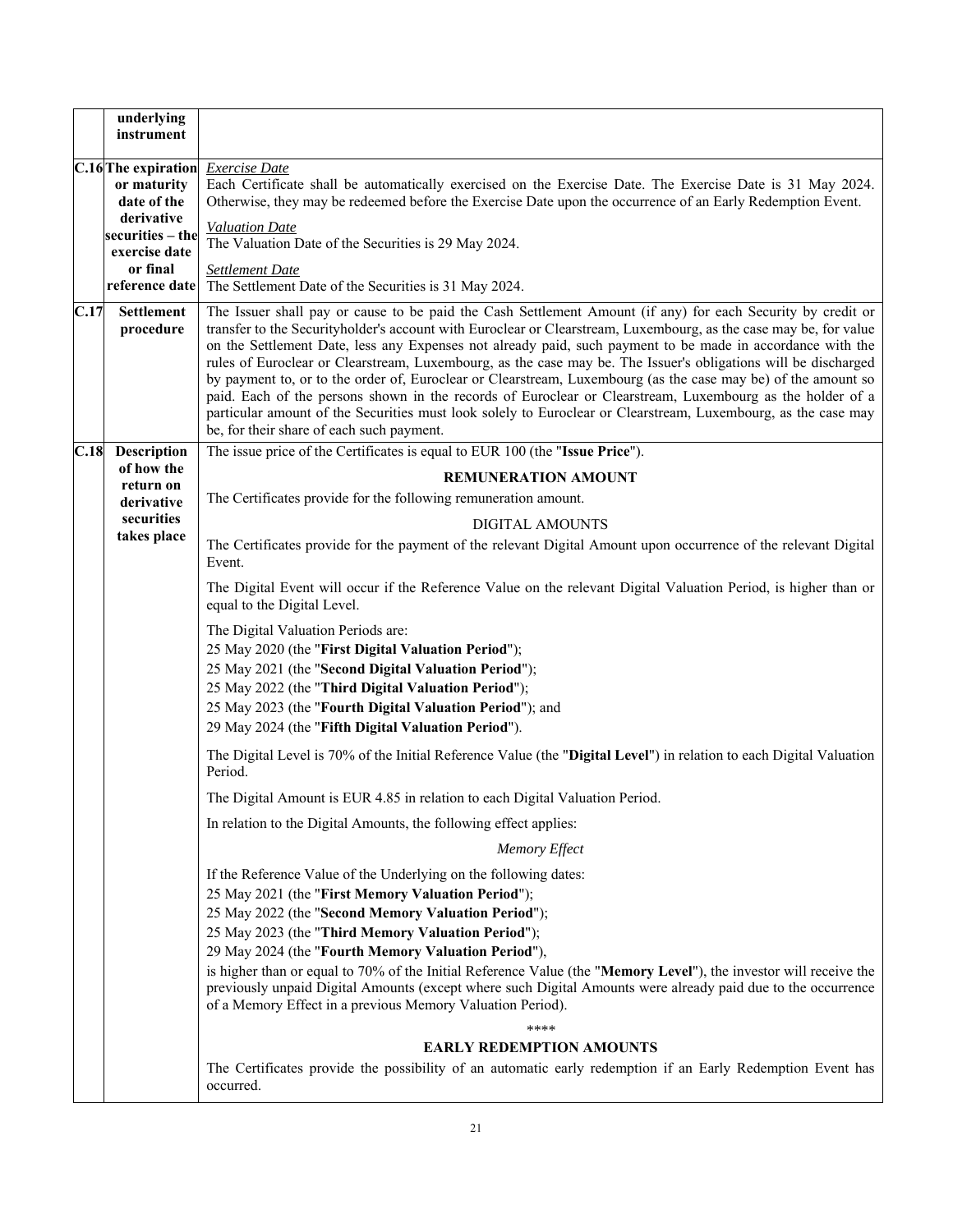| | | |
|---|---|---|
| | **underlying instrument** | |
| **C.16** | **The expiration or maturity date of the derivative securities – the exercise date or final reference date** | *Exercise Date*<br>Each Certificate shall be automatically exercised on the Exercise Date. The Exercise Date is 31 May 2024. Otherwise, they may be redeemed before the Exercise Date upon the occurrence of an Early Redemption Event.<br>*Valuation Date*<br>The Valuation Date of the Securities is 29 May 2024.<br>*Settlement Date*<br>The Settlement Date of the Securities is 31 May 2024. |
| **C.17** | **Settlement procedure** | The Issuer shall pay or cause to be paid the Cash Settlement Amount (if any) for each Security by credit or transfer to the Securityholder's account with Euroclear or Clearstream, Luxembourg, as the case may be, for value on the Settlement Date, less any Expenses not already paid, such payment to be made in accordance with the rules of Euroclear or Clearstream, Luxembourg, as the case may be. The Issuer's obligations will be discharged by payment to, or to the order of, Euroclear or Clearstream, Luxembourg (as the case may be) of the amount so paid. Each of the persons shown in the records of Euroclear or Clearstream, Luxembourg as the holder of a particular amount of the Securities must look solely to Euroclear or Clearstream, Luxembourg, as the case may be, for their share of each such payment. |
| **C.18** | **Description of how the return on derivative securities takes place** | The issue price of the Certificates is equal to EUR 100 (the "**Issue Price**").<br>**REMUNERATION AMOUNT**<br>The Certificates provide for the following remuneration amount.<br>DIGITAL AMOUNTS<br>The Certificates provide for the payment of the relevant Digital Amount upon occurrence of the relevant Digital Event.<br>The Digital Event will occur if the Reference Value on the relevant Digital Valuation Period, is higher than or equal to the Digital Level.<br>The Digital Valuation Periods are:<br>25 May 2020 (the "**First Digital Valuation Period**");<br>25 May 2021 (the "**Second Digital Valuation Period**");<br>25 May 2022 (the "**Third Digital Valuation Period**");<br>25 May 2023 (the "**Fourth Digital Valuation Period**"); and<br>29 May 2024 (the "**Fifth Digital Valuation Period**").<br>The Digital Level is 70% of the Initial Reference Value (the "**Digital Level**") in relation to each Digital Valuation Period.<br>The Digital Amount is EUR 4.85 in relation to each Digital Valuation Period.<br>In relation to the Digital Amounts, the following effect applies:<br>*Memory Effect*<br>If the Reference Value of the Underlying on the following dates:<br>25 May 2021 (the "**First Memory Valuation Period**");<br>25 May 2022 (the "**Second Memory Valuation Period**");<br>25 May 2023 (the "**Third Memory Valuation Period**");<br>29 May 2024 (the "**Fourth Memory Valuation Period**"),<br>is higher than or equal to 70% of the Initial Reference Value (the "**Memory Level**"), the investor will receive the previously unpaid Digital Amounts (except where such Digital Amounts were already paid due to the occurrence of a Memory Effect in a previous Memory Valuation Period).<br>\*\*\*\*<br>**EARLY REDEMPTION AMOUNTS**<br>The Certificates provide the possibility of an automatic early redemption if an Early Redemption Event has occurred. |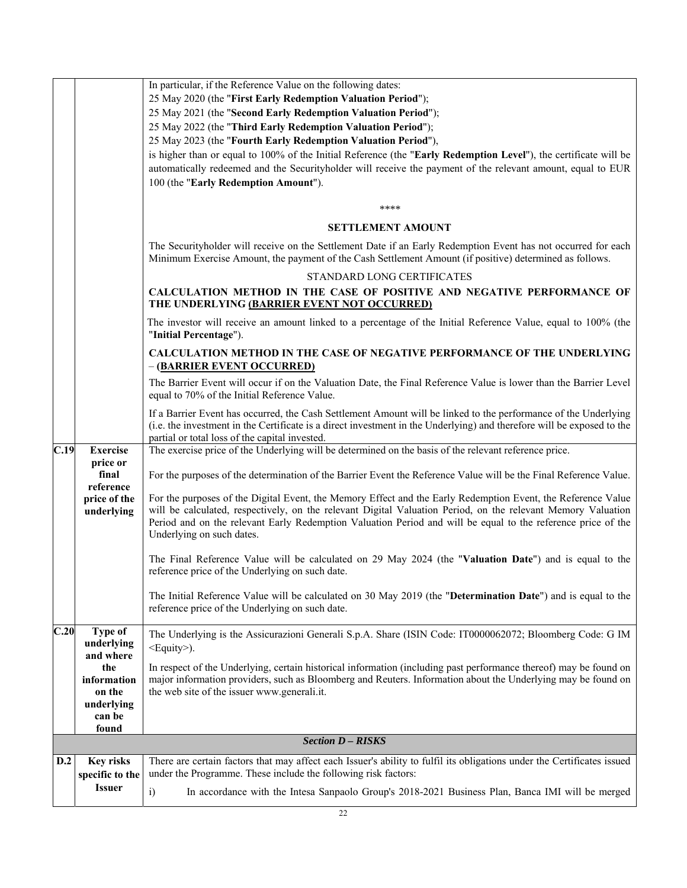| | | |
|---|---|---|
| | | In particular, if the Reference Value on the following dates:<br>25 May 2020 (the "**First Early Redemption Valuation Period**");<br>25 May 2021 (the "**Second Early Redemption Valuation Period**");<br>25 May 2022 (the "**Third Early Redemption Valuation Period**");<br>25 May 2023 (the "**Fourth Early Redemption Valuation Period**"),<br>is higher than or equal to 100% of the Initial Reference (the "**Early Redemption Level**"), the certificate will be automatically redeemed and the Securityholder will receive the payment of the relevant amount, equal to EUR 100 (the "**Early Redemption Amount**").<br><br>\*\*\*\*<br><br>**SETTLEMENT AMOUNT**<br><br>The Securityholder will receive on the Settlement Date if an Early Redemption Event has not occurred for each Minimum Exercise Amount, the payment of the Cash Settlement Amount (if positive) determined as follows.<br><br>STANDARD LONG CERTIFICATES<br><br>**CALCULATION METHOD IN THE CASE OF POSITIVE AND NEGATIVE PERFORMANCE OF THE UNDERLYING (BARRIER EVENT NOT OCCURRED)**<br><br>The investor will receive an amount linked to a percentage of the Initial Reference Value, equal to 100% (the "**Initial Percentage**").<br><br>**CALCULATION METHOD IN THE CASE OF NEGATIVE PERFORMANCE OF THE UNDERLYING – (BARRIER EVENT OCCURRED)**<br><br>The Barrier Event will occur if on the Valuation Date, the Final Reference Value is lower than the Barrier Level equal to 70% of the Initial Reference Value.<br><br>If a Barrier Event has occurred, the Cash Settlement Amount will be linked to the performance of the Underlying (i.e. the investment in the Certificate is a direct investment in the Underlying) and therefore will be exposed to the partial or total loss of the capital invested. |
| **C.19** | **Exercise price or final reference price of the underlying** | The exercise price of the Underlying will be determined on the basis of the relevant reference price.<br><br>For the purposes of the determination of the Barrier Event the Reference Value will be the Final Reference Value.<br><br>For the purposes of the Digital Event, the Memory Effect and the Early Redemption Event, the Reference Value will be calculated, respectively, on the relevant Digital Valuation Period, on the relevant Memory Valuation Period and on the relevant Early Redemption Valuation Period and will be equal to the reference price of the Underlying on such dates.<br><br>The Final Reference Value will be calculated on 29 May 2024 (the "**Valuation Date**") and is equal to the reference price of the Underlying on such date.<br><br>The Initial Reference Value will be calculated on 30 May 2019 (the "**Determination Date**") and is equal to the reference price of the Underlying on such date. |
| **C.20** | **Type of underlying and where the information on the underlying can be found** | The Underlying is the Assicurazioni Generali S.p.A. Share (ISIN Code: IT0000062072; Bloomberg Code: G IM <Equity>).<br><br>In respect of the Underlying, certain historical information (including past performance thereof) may be found on major information providers, such as Bloomberg and Reuters. Information about the Underlying may be found on the web site of the issuer www.generali.it. |
| | | ***Section D – RISKS*** |
| **D.2** | **Key risks specific to the Issuer** | There are certain factors that may affect each Issuer's ability to fulfil its obligations under the Certificates issued under the Programme. These include the following risk factors:<br><br>i) In accordance with the Intesa Sanpaolo Group's 2018-2021 Business Plan, Banca IMI will be merged |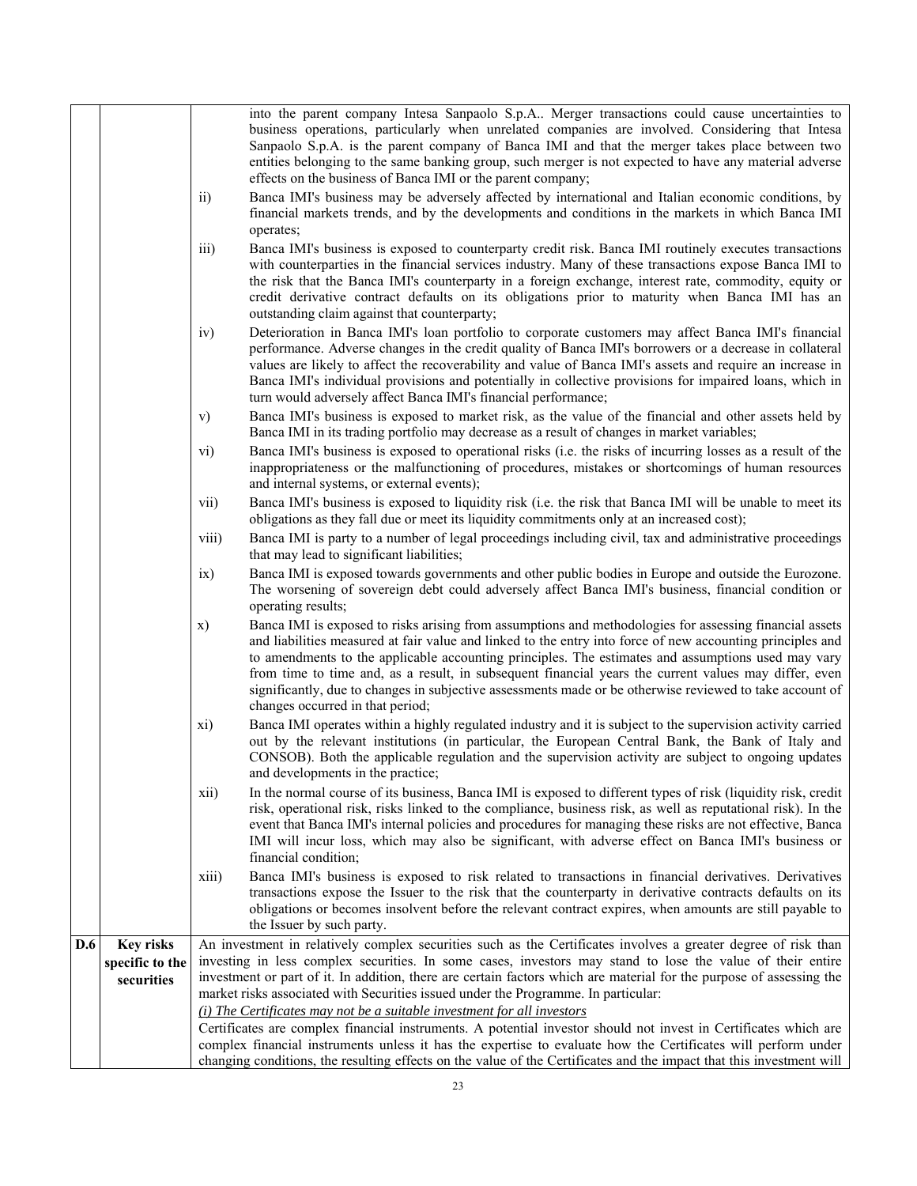| | | |
|---|---|---|
| | | into the parent company Intesa Sanpaolo S.p.A.. Merger transactions could cause uncertainties to business operations, particularly when unrelated companies are involved. Considering that Intesa Sanpaolo S.p.A. is the parent company of Banca IMI and that the merger takes place between two entities belonging to the same banking group, such merger is not expected to have any material adverse effects on the business of Banca IMI or the parent company;<br>ii) Banca IMI's business may be adversely affected by international and Italian economic conditions, by financial markets trends, and by the developments and conditions in the markets in which Banca IMI operates;<br>iii) Banca IMI's business is exposed to counterparty credit risk. Banca IMI routinely executes transactions with counterparties in the financial services industry. Many of these transactions expose Banca IMI to the risk that the Banca IMI's counterparty in a foreign exchange, interest rate, commodity, equity or credit derivative contract defaults on its obligations prior to maturity when Banca IMI has an outstanding claim against that counterparty;<br>iv) Deterioration in Banca IMI's loan portfolio to corporate customers may affect Banca IMI's financial performance. Adverse changes in the credit quality of Banca IMI's borrowers or a decrease in collateral values are likely to affect the recoverability and value of Banca IMI's assets and require an increase in Banca IMI's individual provisions and potentially in collective provisions for impaired loans, which in turn would adversely affect Banca IMI's financial performance;<br>v) Banca IMI's business is exposed to market risk, as the value of the financial and other assets held by Banca IMI in its trading portfolio may decrease as a result of changes in market variables;<br>vi) Banca IMI's business is exposed to operational risks (i.e. the risks of incurring losses as a result of the inappropriateness or the malfunctioning of procedures, mistakes or shortcomings of human resources and internal systems, or external events);<br>vii) Banca IMI's business is exposed to liquidity risk (i.e. the risk that Banca IMI will be unable to meet its obligations as they fall due or meet its liquidity commitments only at an increased cost);<br>viii) Banca IMI is party to a number of legal proceedings including civil, tax and administrative proceedings that may lead to significant liabilities;<br>ix) Banca IMI is exposed towards governments and other public bodies in Europe and outside the Eurozone. The worsening of sovereign debt could adversely affect Banca IMI's business, financial condition or operating results;<br>x) Banca IMI is exposed to risks arising from assumptions and methodologies for assessing financial assets and liabilities measured at fair value and linked to the entry into force of new accounting principles and to amendments to the applicable accounting principles. The estimates and assumptions used may vary from time to time and, as a result, in subsequent financial years the current values may differ, even significantly, due to changes in subjective assessments made or be otherwise reviewed to take account of changes occurred in that period;<br>xi) Banca IMI operates within a highly regulated industry and it is subject to the supervision activity carried out by the relevant institutions (in particular, the European Central Bank, the Bank of Italy and CONSOB). Both the applicable regulation and the supervision activity are subject to ongoing updates and developments in the practice;<br>xii) In the normal course of its business, Banca IMI is exposed to different types of risk (liquidity risk, credit risk, operational risk, risks linked to the compliance, business risk, as well as reputational risk). In the event that Banca IMI's internal policies and procedures for managing these risks are not effective, Banca IMI will incur loss, which may also be significant, with adverse effect on Banca IMI's business or financial condition;<br>xiii) Banca IMI's business is exposed to risk related to transactions in financial derivatives. Derivatives transactions expose the Issuer to the risk that the counterparty in derivative contracts defaults on its obligations or becomes insolvent before the relevant contract expires, when amounts are still payable to the Issuer by such party. |
| **D.6** | **Key risks specific to the securities** | An investment in relatively complex securities such as the Certificates involves a greater degree of risk than investing in less complex securities. In some cases, investors may stand to lose the value of their entire investment or part of it. In addition, there are certain factors which are material for the purpose of assessing the market risks associated with Securities issued under the Programme. In particular:<br>*(i) The Certificates may not be a suitable investment for all investors*<br>Certificates are complex financial instruments. A potential investor should not invest in Certificates which are complex financial instruments unless it has the expertise to evaluate how the Certificates will perform under changing conditions, the resulting effects on the value of the Certificates and the impact that this investment will |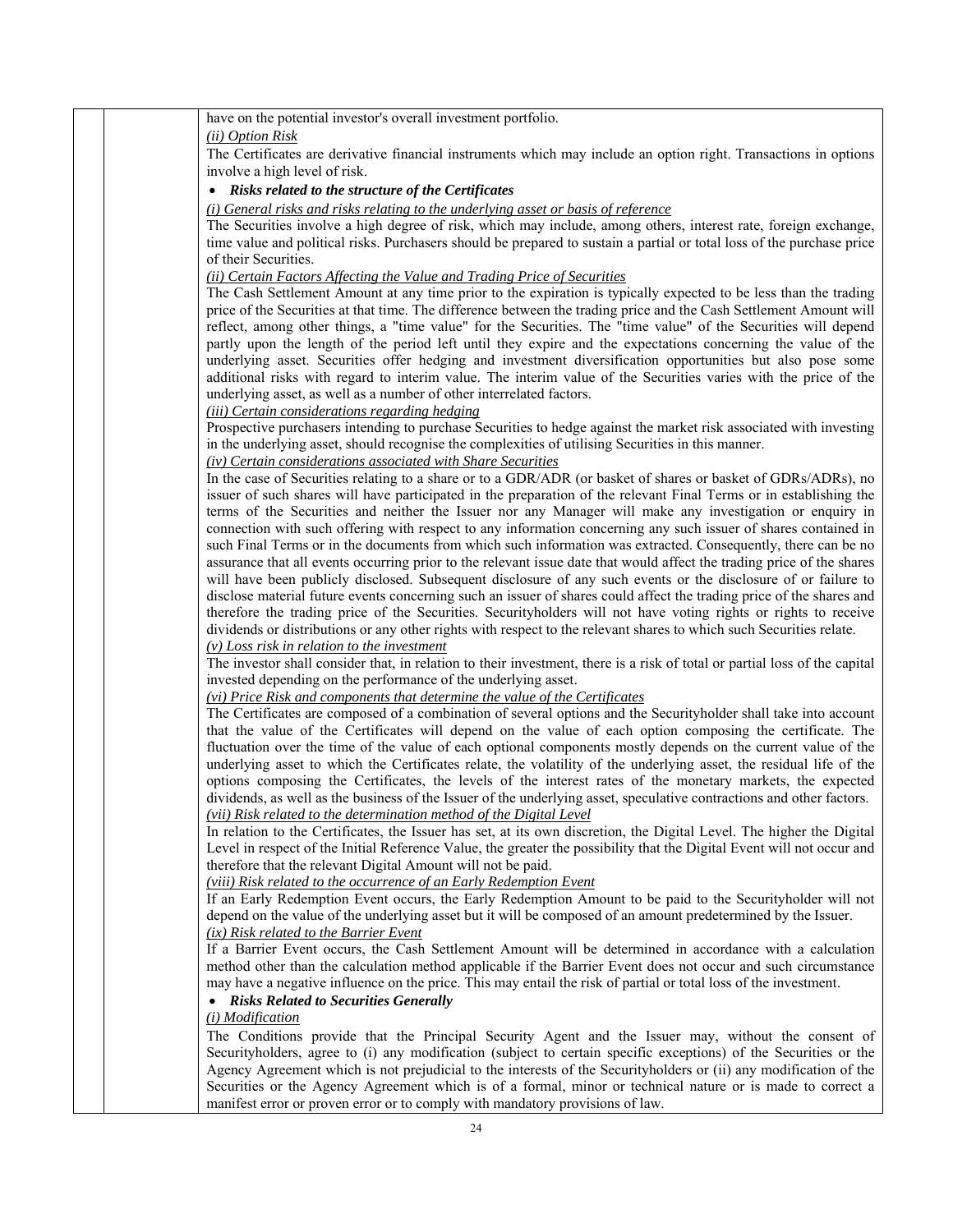have on the potential investor's overall investment portfolio.

*(ii) Option Risk*

The Certificates are derivative financial instruments which may include an option right. Transactions in options involve a high level of risk.

- ***Risks related to the structure of the Certificates***

*(i) General risks and risks relating to the underlying asset or basis of reference*

The Securities involve a high degree of risk, which may include, among others, interest rate, foreign exchange, time value and political risks. Purchasers should be prepared to sustain a partial or total loss of the purchase price of their Securities.

*(ii) Certain Factors Affecting the Value and Trading Price of Securities*

The Cash Settlement Amount at any time prior to the expiration is typically expected to be less than the trading price of the Securities at that time. The difference between the trading price and the Cash Settlement Amount will reflect, among other things, a "time value" for the Securities. The "time value" of the Securities will depend partly upon the length of the period left until they expire and the expectations concerning the value of the underlying asset. Securities offer hedging and investment diversification opportunities but also pose some additional risks with regard to interim value. The interim value of the Securities varies with the price of the underlying asset, as well as a number of other interrelated factors.

*(iii) Certain considerations regarding hedging*

Prospective purchasers intending to purchase Securities to hedge against the market risk associated with investing in the underlying asset, should recognise the complexities of utilising Securities in this manner.

*(iv) Certain considerations associated with Share Securities*

In the case of Securities relating to a share or to a GDR/ADR (or basket of shares or basket of GDRs/ADRs), no issuer of such shares will have participated in the preparation of the relevant Final Terms or in establishing the terms of the Securities and neither the Issuer nor any Manager will make any investigation or enquiry in connection with such offering with respect to any information concerning any such issuer of shares contained in such Final Terms or in the documents from which such information was extracted. Consequently, there can be no assurance that all events occurring prior to the relevant issue date that would affect the trading price of the shares will have been publicly disclosed. Subsequent disclosure of any such events or the disclosure of or failure to disclose material future events concerning such an issuer of shares could affect the trading price of the shares and therefore the trading price of the Securities. Securityholders will not have voting rights or rights to receive dividends or distributions or any other rights with respect to the relevant shares to which such Securities relate.

*(v) Loss risk in relation to the investment*

The investor shall consider that, in relation to their investment, there is a risk of total or partial loss of the capital invested depending on the performance of the underlying asset.

*(vi) Price Risk and components that determine the value of the Certificates*

The Certificates are composed of a combination of several options and the Securityholder shall take into account that the value of the Certificates will depend on the value of each option composing the certificate. The fluctuation over the time of the value of each optional components mostly depends on the current value of the underlying asset to which the Certificates relate, the volatility of the underlying asset, the residual life of the options composing the Certificates, the levels of the interest rates of the monetary markets, the expected dividends, as well as the business of the Issuer of the underlying asset, speculative contractions and other factors.

*(vii) Risk related to the determination method of the Digital Level*

In relation to the Certificates, the Issuer has set, at its own discretion, the Digital Level. The higher the Digital Level in respect of the Initial Reference Value, the greater the possibility that the Digital Event will not occur and therefore that the relevant Digital Amount will not be paid.

*(viii) Risk related to the occurrence of an Early Redemption Event*

If an Early Redemption Event occurs, the Early Redemption Amount to be paid to the Securityholder will not depend on the value of the underlying asset but it will be composed of an amount predetermined by the Issuer.

*(ix) Risk related to the Barrier Event*

If a Barrier Event occurs, the Cash Settlement Amount will be determined in accordance with a calculation method other than the calculation method applicable if the Barrier Event does not occur and such circumstance may have a negative influence on the price. This may entail the risk of partial or total loss of the investment.

- ***Risks Related to Securities Generally***

*(i) Modification*

The Conditions provide that the Principal Security Agent and the Issuer may, without the consent of Securityholders, agree to (i) any modification (subject to certain specific exceptions) of the Securities or the Agency Agreement which is not prejudicial to the interests of the Securityholders or (ii) any modification of the Securities or the Agency Agreement which is of a formal, minor or technical nature or is made to correct a manifest error or proven error or to comply with mandatory provisions of law.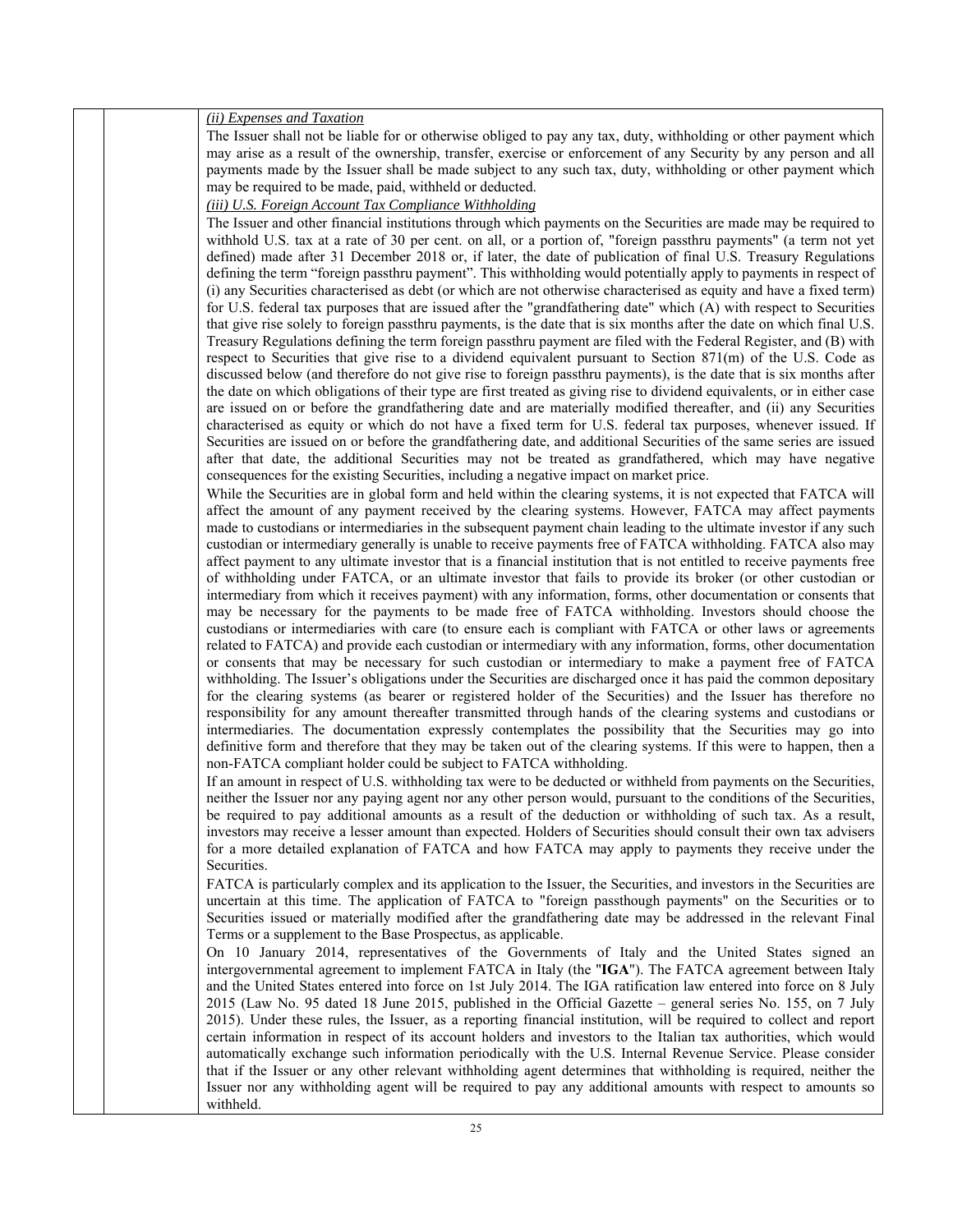*(ii) Expenses and Taxation*

The Issuer shall not be liable for or otherwise obliged to pay any tax, duty, withholding or other payment which may arise as a result of the ownership, transfer, exercise or enforcement of any Security by any person and all payments made by the Issuer shall be made subject to any such tax, duty, withholding or other payment which may be required to be made, paid, withheld or deducted.

*(iii) U.S. Foreign Account Tax Compliance Withholding*

The Issuer and other financial institutions through which payments on the Securities are made may be required to withhold U.S. tax at a rate of 30 per cent. on all, or a portion of, "foreign passthru payments" (a term not yet defined) made after 31 December 2018 or, if later, the date of publication of final U.S. Treasury Regulations defining the term "foreign passthru payment". This withholding would potentially apply to payments in respect of (i) any Securities characterised as debt (or which are not otherwise characterised as equity and have a fixed term) for U.S. federal tax purposes that are issued after the "grandfathering date" which (A) with respect to Securities that give rise solely to foreign passthru payments, is the date that is six months after the date on which final U.S. Treasury Regulations defining the term foreign passthru payment are filed with the Federal Register, and (B) with respect to Securities that give rise to a dividend equivalent pursuant to Section 871(m) of the U.S. Code as discussed below (and therefore do not give rise to foreign passthru payments), is the date that is six months after the date on which obligations of their type are first treated as giving rise to dividend equivalents, or in either case are issued on or before the grandfathering date and are materially modified thereafter, and (ii) any Securities characterised as equity or which do not have a fixed term for U.S. federal tax purposes, whenever issued. If Securities are issued on or before the grandfathering date, and additional Securities of the same series are issued after that date, the additional Securities may not be treated as grandfathered, which may have negative consequences for the existing Securities, including a negative impact on market price.

While the Securities are in global form and held within the clearing systems, it is not expected that FATCA will affect the amount of any payment received by the clearing systems. However, FATCA may affect payments made to custodians or intermediaries in the subsequent payment chain leading to the ultimate investor if any such custodian or intermediary generally is unable to receive payments free of FATCA withholding. FATCA also may affect payment to any ultimate investor that is a financial institution that is not entitled to receive payments free of withholding under FATCA, or an ultimate investor that fails to provide its broker (or other custodian or intermediary from which it receives payment) with any information, forms, other documentation or consents that may be necessary for the payments to be made free of FATCA withholding. Investors should choose the custodians or intermediaries with care (to ensure each is compliant with FATCA or other laws or agreements related to FATCA) and provide each custodian or intermediary with any information, forms, other documentation or consents that may be necessary for such custodian or intermediary to make a payment free of FATCA withholding. The Issuer's obligations under the Securities are discharged once it has paid the common depositary for the clearing systems (as bearer or registered holder of the Securities) and the Issuer has therefore no responsibility for any amount thereafter transmitted through hands of the clearing systems and custodians or intermediaries. The documentation expressly contemplates the possibility that the Securities may go into definitive form and therefore that they may be taken out of the clearing systems. If this were to happen, then a non-FATCA compliant holder could be subject to FATCA withholding.

If an amount in respect of U.S. withholding tax were to be deducted or withheld from payments on the Securities, neither the Issuer nor any paying agent nor any other person would, pursuant to the conditions of the Securities, be required to pay additional amounts as a result of the deduction or withholding of such tax. As a result, investors may receive a lesser amount than expected. Holders of Securities should consult their own tax advisers for a more detailed explanation of FATCA and how FATCA may apply to payments they receive under the Securities.

FATCA is particularly complex and its application to the Issuer, the Securities, and investors in the Securities are uncertain at this time. The application of FATCA to "foreign passthough payments" on the Securities or to Securities issued or materially modified after the grandfathering date may be addressed in the relevant Final Terms or a supplement to the Base Prospectus, as applicable.

On 10 January 2014, representatives of the Governments of Italy and the United States signed an intergovernmental agreement to implement FATCA in Italy (the "**IGA**"). The FATCA agreement between Italy and the United States entered into force on 1st July 2014. The IGA ratification law entered into force on 8 July 2015 (Law No. 95 dated 18 June 2015, published in the Official Gazette – general series No. 155, on 7 July 2015). Under these rules, the Issuer, as a reporting financial institution, will be required to collect and report certain information in respect of its account holders and investors to the Italian tax authorities, which would automatically exchange such information periodically with the U.S. Internal Revenue Service. Please consider that if the Issuer or any other relevant withholding agent determines that withholding is required, neither the Issuer nor any withholding agent will be required to pay any additional amounts with respect to amounts so withheld.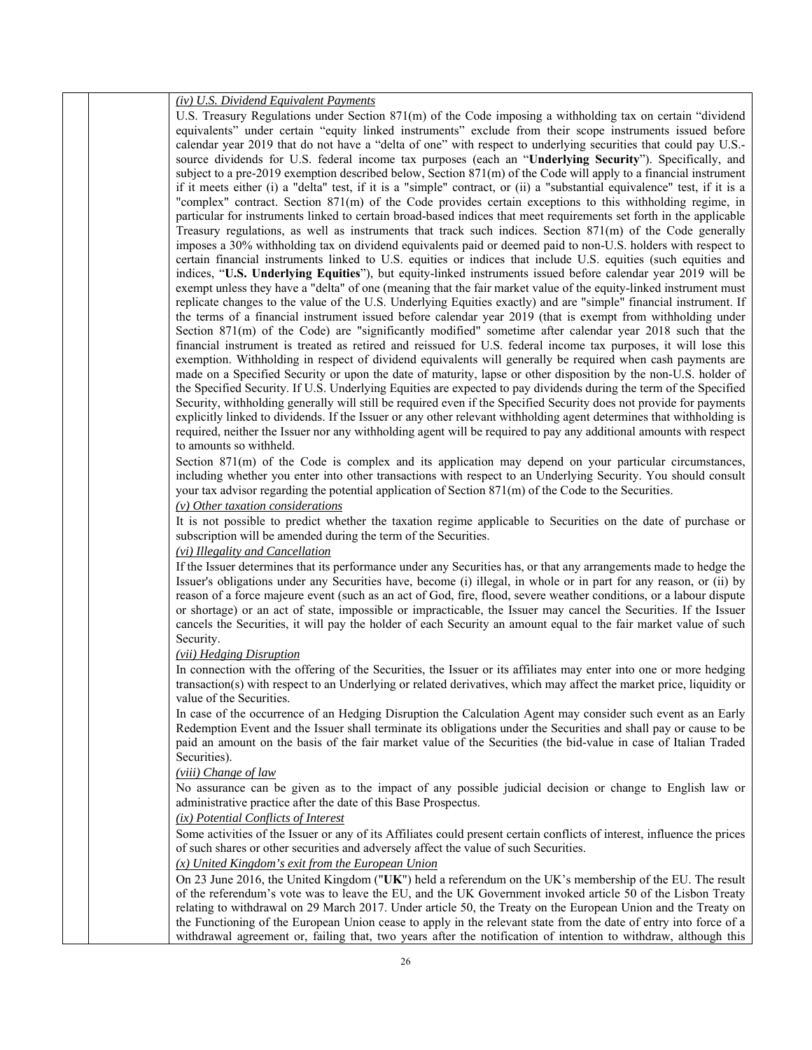*(iv) U.S. Dividend Equivalent Payments*

U.S. Treasury Regulations under Section 871(m) of the Code imposing a withholding tax on certain "dividend equivalents" under certain "equity linked instruments" exclude from their scope instruments issued before calendar year 2019 that do not have a "delta of one" with respect to underlying securities that could pay U.S.-source dividends for U.S. federal income tax purposes (each an "**Underlying Security**"). Specifically, and subject to a pre-2019 exemption described below, Section 871(m) of the Code will apply to a financial instrument if it meets either (i) a "delta" test, if it is a "simple" contract, or (ii) a "substantial equivalence" test, if it is a "complex" contract. Section 871(m) of the Code provides certain exceptions to this withholding regime, in particular for instruments linked to certain broad-based indices that meet requirements set forth in the applicable Treasury regulations, as well as instruments that track such indices. Section 871(m) of the Code generally imposes a 30% withholding tax on dividend equivalents paid or deemed paid to non-U.S. holders with respect to certain financial instruments linked to U.S. equities or indices that include U.S. equities (such equities and indices, "**U.S. Underlying Equities**"), but equity-linked instruments issued before calendar year 2019 will be exempt unless they have a "delta" of one (meaning that the fair market value of the equity-linked instrument must replicate changes to the value of the U.S. Underlying Equities exactly) and are "simple" financial instrument. If the terms of a financial instrument issued before calendar year 2019 (that is exempt from withholding under Section 871(m) of the Code) are "significantly modified" sometime after calendar year 2018 such that the financial instrument is treated as retired and reissued for U.S. federal income tax purposes, it will lose this exemption. Withholding in respect of dividend equivalents will generally be required when cash payments are made on a Specified Security or upon the date of maturity, lapse or other disposition by the non-U.S. holder of the Specified Security. If U.S. Underlying Equities are expected to pay dividends during the term of the Specified Security, withholding generally will still be required even if the Specified Security does not provide for payments explicitly linked to dividends. If the Issuer or any other relevant withholding agent determines that withholding is required, neither the Issuer nor any withholding agent will be required to pay any additional amounts with respect to amounts so withheld.

Section 871(m) of the Code is complex and its application may depend on your particular circumstances, including whether you enter into other transactions with respect to an Underlying Security. You should consult your tax advisor regarding the potential application of Section 871(m) of the Code to the Securities.

*(v) Other taxation considerations*

It is not possible to predict whether the taxation regime applicable to Securities on the date of purchase or subscription will be amended during the term of the Securities.

*(vi) Illegality and Cancellation*

If the Issuer determines that its performance under any Securities has, or that any arrangements made to hedge the Issuer's obligations under any Securities have, become (i) illegal, in whole or in part for any reason, or (ii) by reason of a force majeure event (such as an act of God, fire, flood, severe weather conditions, or a labour dispute or shortage) or an act of state, impossible or impracticable, the Issuer may cancel the Securities. If the Issuer cancels the Securities, it will pay the holder of each Security an amount equal to the fair market value of such Security.

*(vii) Hedging Disruption*

In connection with the offering of the Securities, the Issuer or its affiliates may enter into one or more hedging transaction(s) with respect to an Underlying or related derivatives, which may affect the market price, liquidity or value of the Securities.

In case of the occurrence of an Hedging Disruption the Calculation Agent may consider such event as an Early Redemption Event and the Issuer shall terminate its obligations under the Securities and shall pay or cause to be paid an amount on the basis of the fair market value of the Securities (the bid-value in case of Italian Traded Securities).

*(viii) Change of law*

No assurance can be given as to the impact of any possible judicial decision or change to English law or administrative practice after the date of this Base Prospectus.

*(ix) Potential Conflicts of Interest*

Some activities of the Issuer or any of its Affiliates could present certain conflicts of interest, influence the prices of such shares or other securities and adversely affect the value of such Securities.

*(x) United Kingdom's exit from the European Union*

On 23 June 2016, the United Kingdom ("**UK**") held a referendum on the UK's membership of the EU. The result of the referendum's vote was to leave the EU, and the UK Government invoked article 50 of the Lisbon Treaty relating to withdrawal on 29 March 2017. Under article 50, the Treaty on the European Union and the Treaty on the Functioning of the European Union cease to apply in the relevant state from the date of entry into force of a withdrawal agreement or, failing that, two years after the notification of intention to withdraw, although this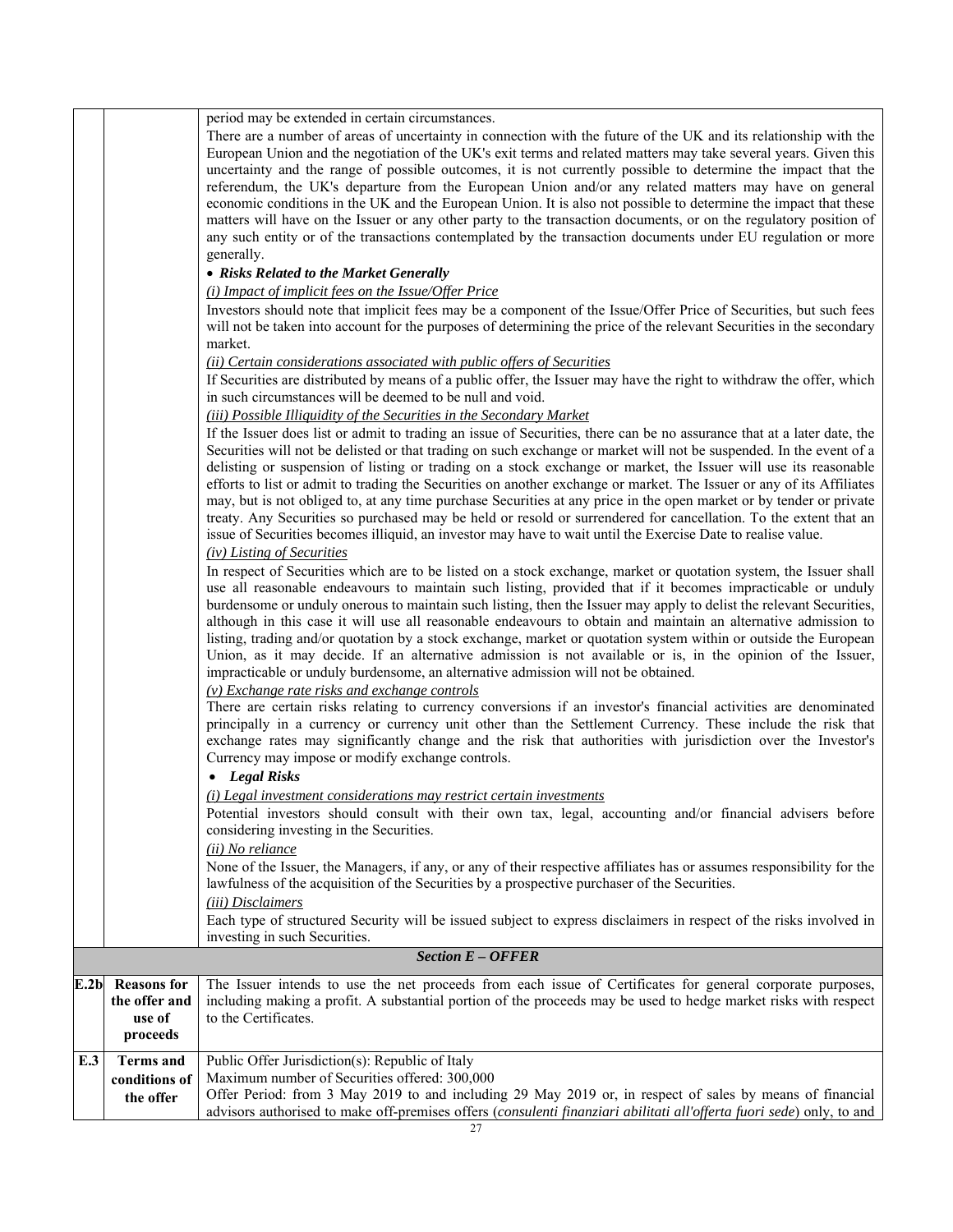| | | period may be extended in certain circumstances.<br>There are a number of areas of uncertainty in connection with the future of the UK and its relationship with the European Union and the negotiation of the UK's exit terms and related matters may take several years. Given this uncertainty and the range of possible outcomes, it is not currently possible to determine the impact that the referendum, the UK's departure from the European Union and/or any related matters may have on general economic conditions in the UK and the European Union. It is also not possible to determine the impact that these matters will have on the Issuer or any other party to the transaction documents, or on the regulatory position of any such entity or of the transactions contemplated by the transaction documents under EU regulation or more generally.<br>• ***Risks Related to the Market Generally***<br>*(i) Impact of implicit fees on the Issue/Offer Price*<br>Investors should note that implicit fees may be a component of the Issue/Offer Price of Securities, but such fees will not be taken into account for the purposes of determining the price of the relevant Securities in the secondary market.<br>*(ii) Certain considerations associated with public offers of Securities*<br>If Securities are distributed by means of a public offer, the Issuer may have the right to withdraw the offer, which in such circumstances will be deemed to be null and void.<br>*(iii) Possible Illiquidity of the Securities in the Secondary Market*<br>If the Issuer does list or admit to trading an issue of Securities, there can be no assurance that at a later date, the Securities will not be delisted or that trading on such exchange or market will not be suspended. In the event of a delisting or suspension of listing or trading on a stock exchange or market, the Issuer will use its reasonable efforts to list or admit to trading the Securities on another exchange or market. The Issuer or any of its Affiliates may, but is not obliged to, at any time purchase Securities at any price in the open market or by tender or private treaty. Any Securities so purchased may be held or resold or surrendered for cancellation. To the extent that an issue of Securities becomes illiquid, an investor may have to wait until the Exercise Date to realise value.<br>*(iv) Listing of Securities*<br>In respect of Securities which are to be listed on a stock exchange, market or quotation system, the Issuer shall use all reasonable endeavours to maintain such listing, provided that if it becomes impracticable or unduly burdensome or unduly onerous to maintain such listing, then the Issuer may apply to delist the relevant Securities, although in this case it will use all reasonable endeavours to obtain and maintain an alternative admission to listing, trading and/or quotation by a stock exchange, market or quotation system within or outside the European Union, as it may decide. If an alternative admission is not available or is, in the opinion of the Issuer, impracticable or unduly burdensome, an alternative admission will not be obtained.<br>*(v) Exchange rate risks and exchange controls*<br>There are certain risks relating to currency conversions if an investor's financial activities are denominated principally in a currency or currency unit other than the Settlement Currency. These include the risk that exchange rates may significantly change and the risk that authorities with jurisdiction over the Investor's Currency may impose or modify exchange controls.<br>• ***Legal Risks***<br>*(i) Legal investment considerations may restrict certain investments*<br>Potential investors should consult with their own tax, legal, accounting and/or financial advisers before considering investing in the Securities.<br>*(ii) No reliance*<br>None of the Issuer, the Managers, if any, or any of their respective affiliates has or assumes responsibility for the lawfulness of the acquisition of the Securities by a prospective purchaser of the Securities.<br>*(iii) Disclaimers*<br>Each type of structured Security will be issued subject to express disclaimers in respect of the risks involved in investing in such Securities. |
|---|---|---|
| | | ***Section E – OFFER*** |
| **E.2b** | **Reasons for the offer and use of proceeds** | The Issuer intends to use the net proceeds from each issue of Certificates for general corporate purposes, including making a profit. A substantial portion of the proceeds may be used to hedge market risks with respect to the Certificates. |
| **E.3** | **Terms and conditions of the offer** | Public Offer Jurisdiction(s): Republic of Italy<br>Maximum number of Securities offered: 300,000<br>Offer Period: from 3 May 2019 to and including 29 May 2019 or, in respect of sales by means of financial advisors authorised to make off-premises offers (*consulenti finanziari abilitati all'offerta fuori sede*) only, to and |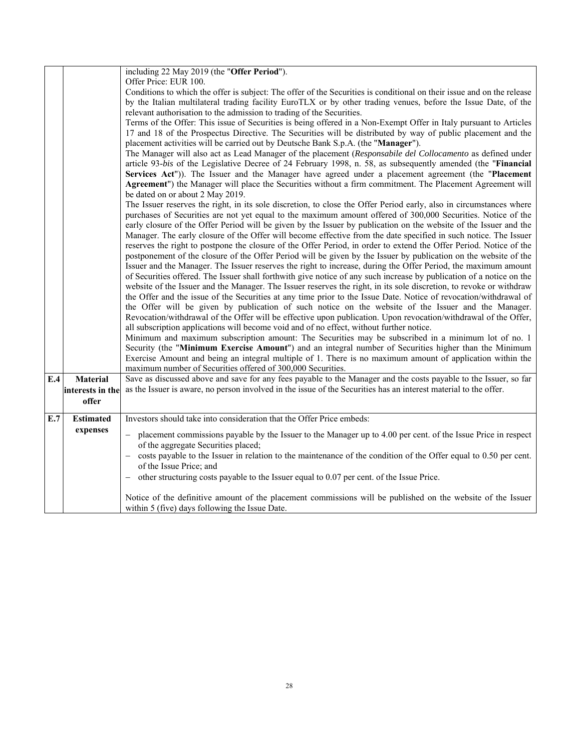| | | |
|---|---|---|
| | | including 22 May 2019 (the "**Offer Period**").<br>Offer Price: EUR 100.<br>Conditions to which the offer is subject: The offer of the Securities is conditional on their issue and on the release by the Italian multilateral trading facility EuroTLX or by other trading venues, before the Issue Date, of the relevant authorisation to the admission to trading of the Securities.<br>Terms of the Offer: This issue of Securities is being offered in a Non-Exempt Offer in Italy pursuant to Articles 17 and 18 of the Prospectus Directive. The Securities will be distributed by way of public placement and the placement activities will be carried out by Deutsche Bank S.p.A. (the "**Manager**").<br>The Manager will also act as Lead Manager of the placement (*Responsabile del Collocamento* as defined under article 93-*bis* of the Legislative Decree of 24 February 1998, n. 58, as subsequently amended (the "**Financial Services Act**")). The Issuer and the Manager have agreed under a placement agreement (the "**Placement Agreement**") the Manager will place the Securities without a firm commitment. The Placement Agreement will be dated on or about 2 May 2019.<br>The Issuer reserves the right, in its sole discretion, to close the Offer Period early, also in circumstances where purchases of Securities are not yet equal to the maximum amount offered of 300,000 Securities. Notice of the early closure of the Offer Period will be given by the Issuer by publication on the website of the Issuer and the Manager. The early closure of the Offer will become effective from the date specified in such notice. The Issuer reserves the right to postpone the closure of the Offer Period, in order to extend the Offer Period. Notice of the postponement of the closure of the Offer Period will be given by the Issuer by publication on the website of the Issuer and the Manager. The Issuer reserves the right to increase, during the Offer Period, the maximum amount of Securities offered. The Issuer shall forthwith give notice of any such increase by publication of a notice on the website of the Issuer and the Manager. The Issuer reserves the right, in its sole discretion, to revoke or withdraw the Offer and the issue of the Securities at any time prior to the Issue Date. Notice of revocation/withdrawal of the Offer will be given by publication of such notice on the website of the Issuer and the Manager. Revocation/withdrawal of the Offer will be effective upon publication. Upon revocation/withdrawal of the Offer, all subscription applications will become void and of no effect, without further notice.<br>Minimum and maximum subscription amount: The Securities may be subscribed in a minimum lot of no. 1 Security (the "**Minimum Exercise Amount**") and an integral number of Securities higher than the Minimum Exercise Amount and being an integral multiple of 1. There is no maximum amount of application within the maximum number of Securities offered of 300,000 Securities. |
| **E.4** | **Material interests in the offer** | Save as discussed above and save for any fees payable to the Manager and the costs payable to the Issuer, so far as the Issuer is aware, no person involved in the issue of the Securities has an interest material to the offer. |
| **E.7** | **Estimated expenses** | Investors should take into consideration that the Offer Price embeds:<br>– placement commissions payable by the Issuer to the Manager up to 4.00 per cent. of the Issue Price in respect of the aggregate Securities placed;<br>– costs payable to the Issuer in relation to the maintenance of the condition of the Offer equal to 0.50 per cent. of the Issue Price; and<br>– other structuring costs payable to the Issuer equal to 0.07 per cent. of the Issue Price.<br><br>Notice of the definitive amount of the placement commissions will be published on the website of the Issuer within 5 (five) days following the Issue Date. |